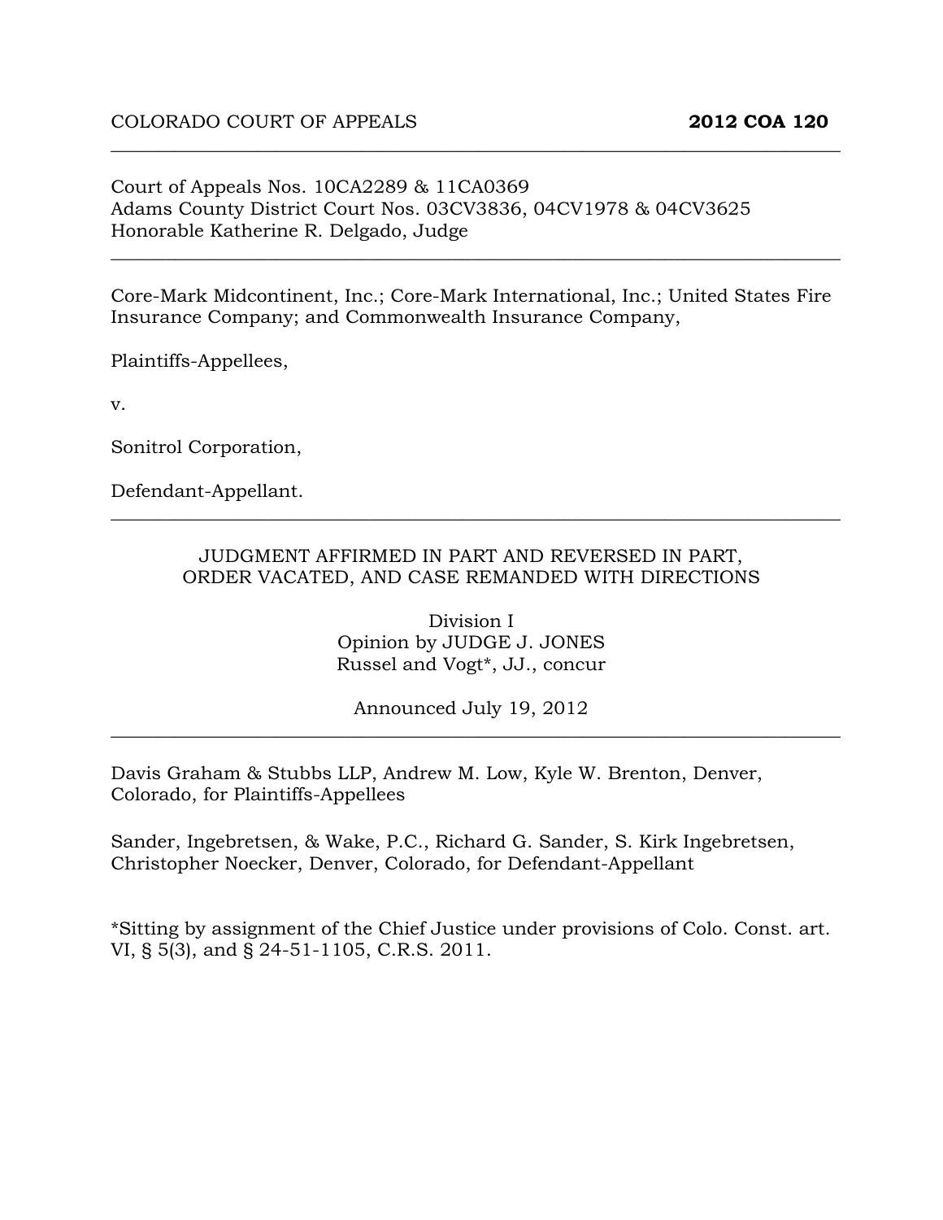COLORADO COURT OF APPEALS **2012 COA 120**

---

Court of Appeals Nos. 10CA2289 & 11CA0369
Adams County District Court Nos. 03CV3836, 04CV1978 & 04CV3625
Honorable Katherine R. Delgado, Judge

---

Core-Mark Midcontinent, Inc.; Core-Mark International, Inc.; United States Fire Insurance Company; and Commonwealth Insurance Company,

Plaintiffs-Appellees,

v.

Sonitrol Corporation,

Defendant-Appellant.

---

JUDGMENT AFFIRMED IN PART AND REVERSED IN PART,
ORDER VACATED, AND CASE REMANDED WITH DIRECTIONS

Division I
Opinion by JUDGE J. JONES
Russel and Vogt*, JJ., concur

Announced July 19, 2012

---

Davis Graham & Stubbs LLP, Andrew M. Low, Kyle W. Brenton, Denver, Colorado, for Plaintiffs-Appellees

Sander, Ingebretsen, & Wake, P.C., Richard G. Sander, S. Kirk Ingebretsen, Christopher Noecker, Denver, Colorado, for Defendant-Appellant

*Sitting by assignment of the Chief Justice under provisions of Colo. Const. art. VI, § 5(3), and § 24-51-1105, C.R.S. 2011.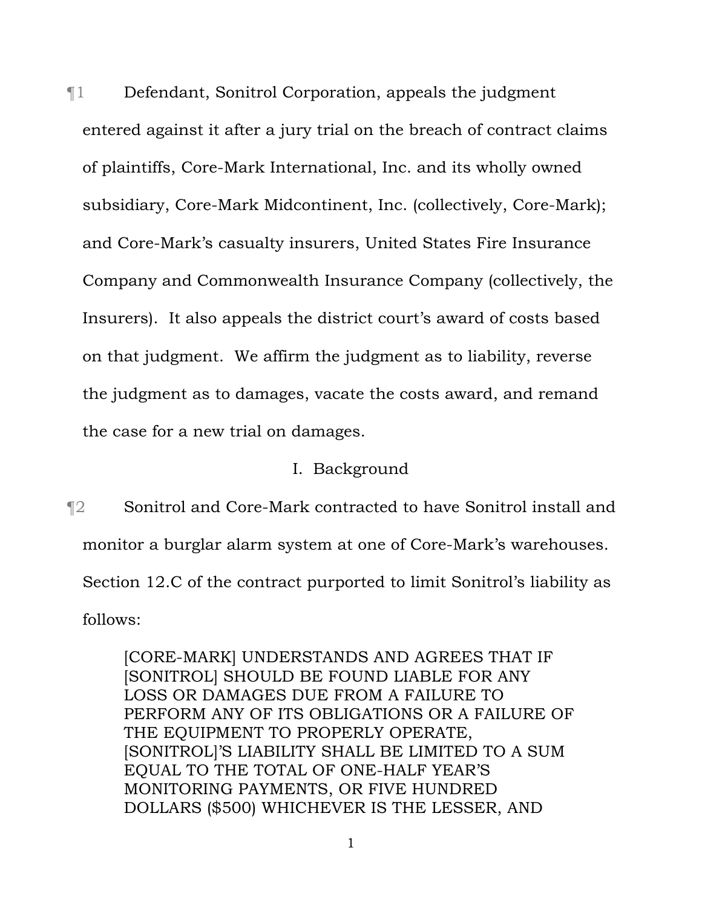¶1 Defendant, Sonitrol Corporation, appeals the judgment entered against it after a jury trial on the breach of contract claims of plaintiffs, Core-Mark International, Inc. and its wholly owned subsidiary, Core-Mark Midcontinent, Inc. (collectively, Core-Mark); and Core-Mark's casualty insurers, United States Fire Insurance Company and Commonwealth Insurance Company (collectively, the Insurers). It also appeals the district court's award of costs based on that judgment. We affirm the judgment as to liability, reverse the judgment as to damages, vacate the costs award, and remand the case for a new trial on damages.

## I. Background

¶2 Sonitrol and Core-Mark contracted to have Sonitrol install and monitor a burglar alarm system at one of Core-Mark's warehouses. Section 12.C of the contract purported to limit Sonitrol's liability as follows:

> [CORE-MARK] UNDERSTANDS AND AGREES THAT IF [SONITROL] SHOULD BE FOUND LIABLE FOR ANY LOSS OR DAMAGES DUE FROM A FAILURE TO PERFORM ANY OF ITS OBLIGATIONS OR A FAILURE OF THE EQUIPMENT TO PROPERLY OPERATE, [SONITROL]'S LIABILITY SHALL BE LIMITED TO A SUM EQUAL TO THE TOTAL OF ONE-HALF YEAR'S MONITORING PAYMENTS, OR FIVE HUNDRED DOLLARS ($500) WHICHEVER IS THE LESSER, AND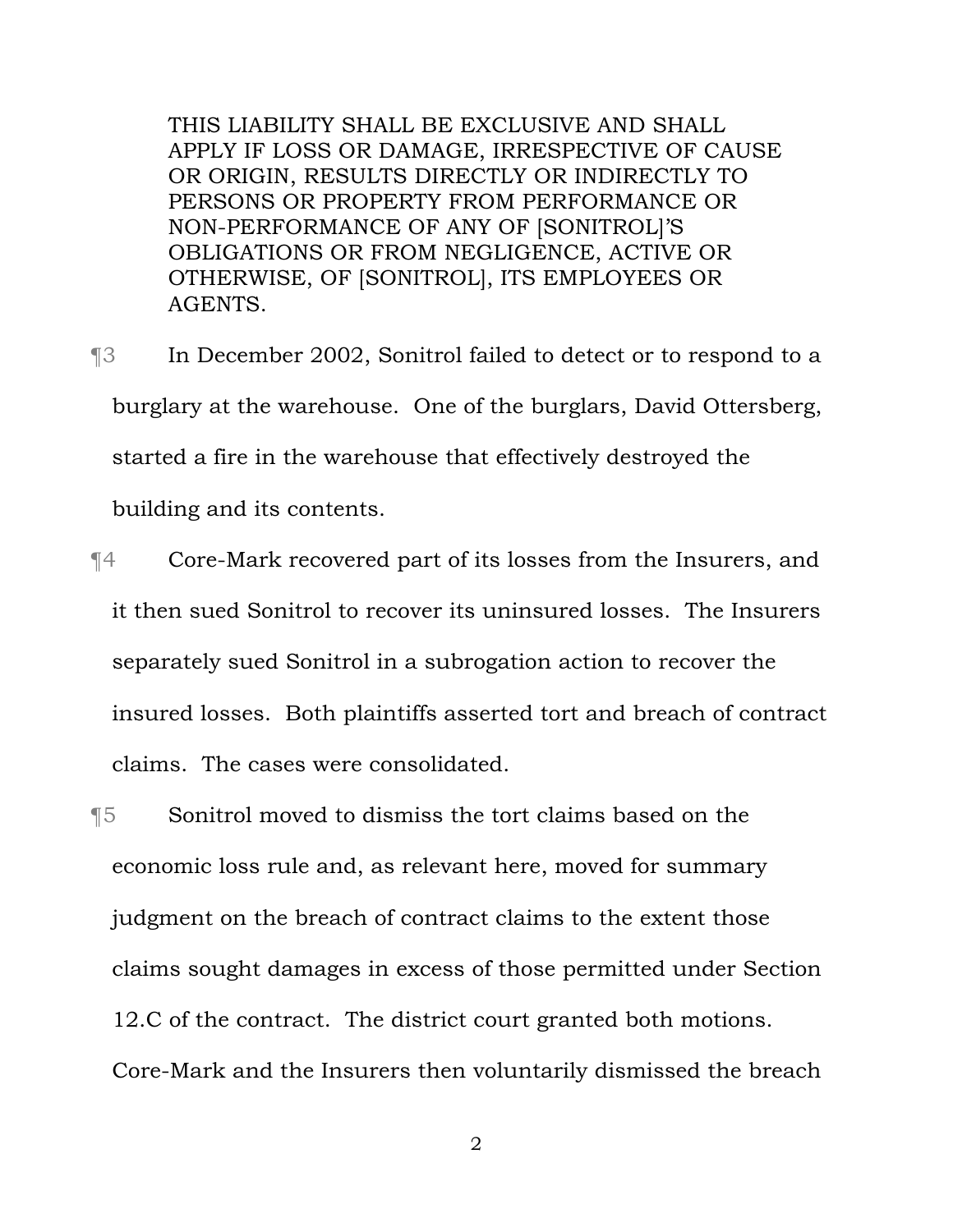> THIS LIABILITY SHALL BE EXCLUSIVE AND SHALL APPLY IF LOSS OR DAMAGE, IRRESPECTIVE OF CAUSE OR ORIGIN, RESULTS DIRECTLY OR INDIRECTLY TO PERSONS OR PROPERTY FROM PERFORMANCE OR NON-PERFORMANCE OF ANY OF [SONITROL]'S OBLIGATIONS OR FROM NEGLIGENCE, ACTIVE OR OTHERWISE, OF [SONITROL], ITS EMPLOYEES OR AGENTS.

¶3 In December 2002, Sonitrol failed to detect or to respond to a burglary at the warehouse. One of the burglars, David Ottersberg, started a fire in the warehouse that effectively destroyed the building and its contents.

¶4 Core-Mark recovered part of its losses from the Insurers, and it then sued Sonitrol to recover its uninsured losses. The Insurers separately sued Sonitrol in a subrogation action to recover the insured losses. Both plaintiffs asserted tort and breach of contract claims. The cases were consolidated.

¶5 Sonitrol moved to dismiss the tort claims based on the economic loss rule and, as relevant here, moved for summary judgment on the breach of contract claims to the extent those claims sought damages in excess of those permitted under Section 12.C of the contract. The district court granted both motions. Core-Mark and the Insurers then voluntarily dismissed the breach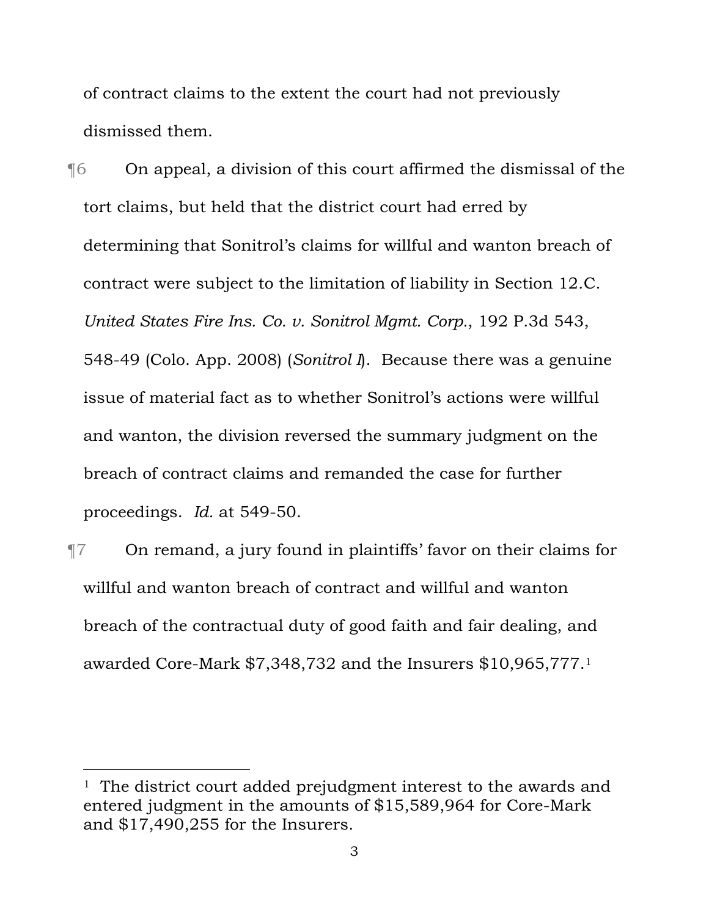of contract claims to the extent the court had not previously dismissed them.

¶6 On appeal, a division of this court affirmed the dismissal of the tort claims, but held that the district court had erred by determining that Sonitrol's claims for willful and wanton breach of contract were subject to the limitation of liability in Section 12.C. *United States Fire Ins. Co. v. Sonitrol Mgmt. Corp.*, 192 P.3d 543, 548-49 (Colo. App. 2008) (*Sonitrol I*). Because there was a genuine issue of material fact as to whether Sonitrol's actions were willful and wanton, the division reversed the summary judgment on the breach of contract claims and remanded the case for further proceedings. *Id.* at 549-50.

¶7 On remand, a jury found in plaintiffs' favor on their claims for willful and wanton breach of contract and willful and wanton breach of the contractual duty of good faith and fair dealing, and awarded Core-Mark $7,348,732 and the Insurers $10,965,777.[1]

---

[1] The district court added prejudgment interest to the awards and entered judgment in the amounts of $15,589,964 for Core-Mark and $17,490,255 for the Insurers.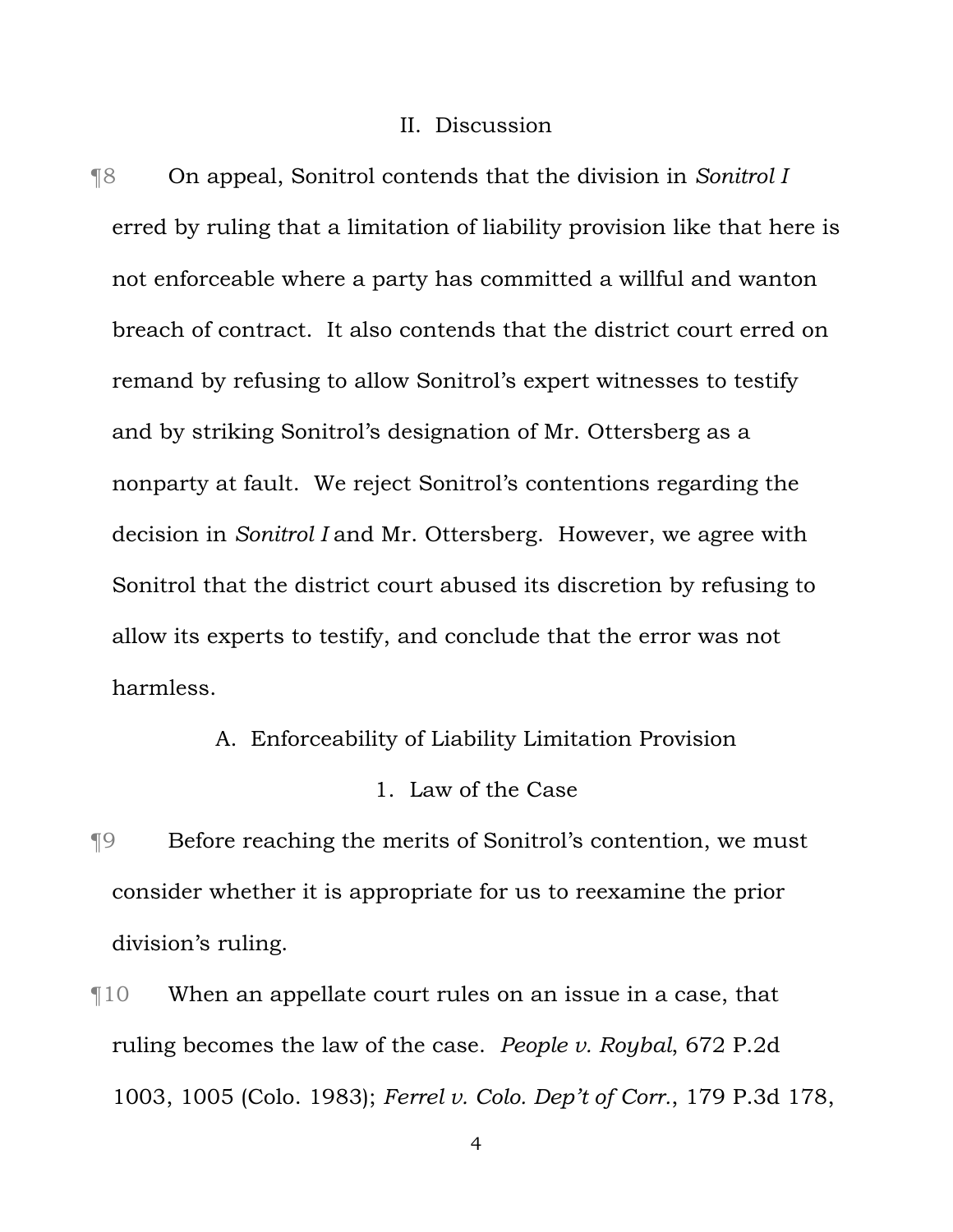## II. Discussion

¶8 On appeal, Sonitrol contends that the division in *Sonitrol I* erred by ruling that a limitation of liability provision like that here is not enforceable where a party has committed a willful and wanton breach of contract. It also contends that the district court erred on remand by refusing to allow Sonitrol's expert witnesses to testify and by striking Sonitrol's designation of Mr. Ottersberg as a nonparty at fault. We reject Sonitrol's contentions regarding the decision in *Sonitrol I* and Mr. Ottersberg. However, we agree with Sonitrol that the district court abused its discretion by refusing to allow its experts to testify, and conclude that the error was not harmless.

### A. Enforceability of Liability Limitation Provision

#### 1. Law of the Case

¶9 Before reaching the merits of Sonitrol's contention, we must consider whether it is appropriate for us to reexamine the prior division's ruling.

¶10 When an appellate court rules on an issue in a case, that ruling becomes the law of the case. *People v. Roybal*, 672 P.2d 1003, 1005 (Colo. 1983); *Ferrel v. Colo. Dep't of Corr.*, 179 P.3d 178,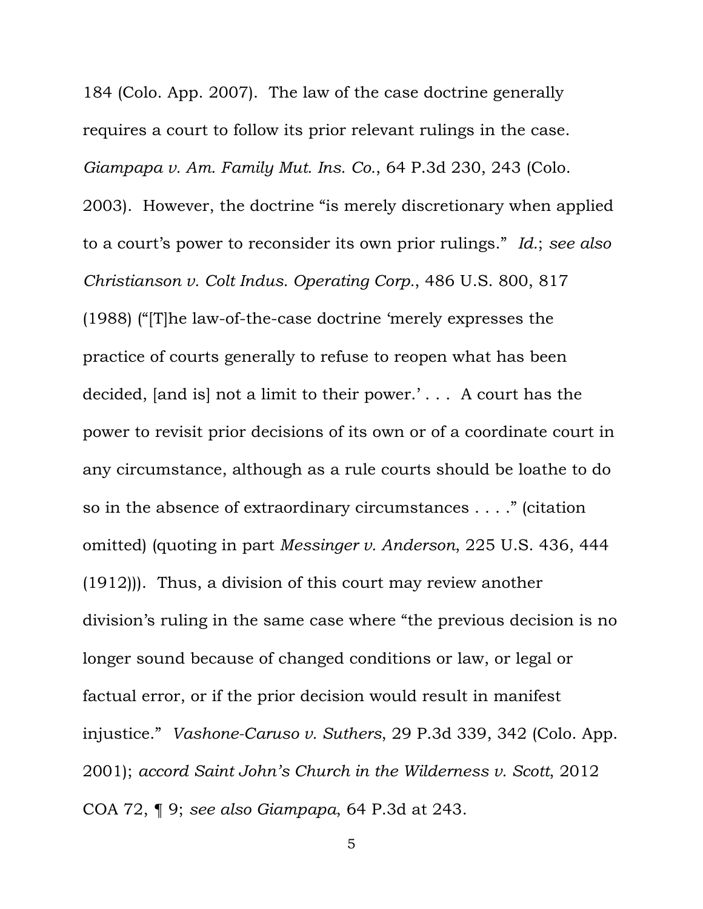184 (Colo. App. 2007). The law of the case doctrine generally requires a court to follow its prior relevant rulings in the case. *Giampapa v. Am. Family Mut. Ins. Co.*, 64 P.3d 230, 243 (Colo. 2003). However, the doctrine "is merely discretionary when applied to a court's power to reconsider its own prior rulings." *Id.*; *see also Christianson v. Colt Indus. Operating Corp.*, 486 U.S. 800, 817 (1988) ("[T]he law-of-the-case doctrine 'merely expresses the practice of courts generally to refuse to reopen what has been decided, [and is] not a limit to their power.' . . . A court has the power to revisit prior decisions of its own or of a coordinate court in any circumstance, although as a rule courts should be loathe to do so in the absence of extraordinary circumstances . . . ." (citation omitted) (quoting in part *Messinger v. Anderson*, 225 U.S. 436, 444 (1912))). Thus, a division of this court may review another division's ruling in the same case where "the previous decision is no longer sound because of changed conditions or law, or legal or factual error, or if the prior decision would result in manifest injustice." *Vashone-Caruso v. Suthers*, 29 P.3d 339, 342 (Colo. App. 2001); *accord Saint John's Church in the Wilderness v. Scott*, 2012 COA 72, ¶ 9; *see also Giampapa*, 64 P.3d at 243.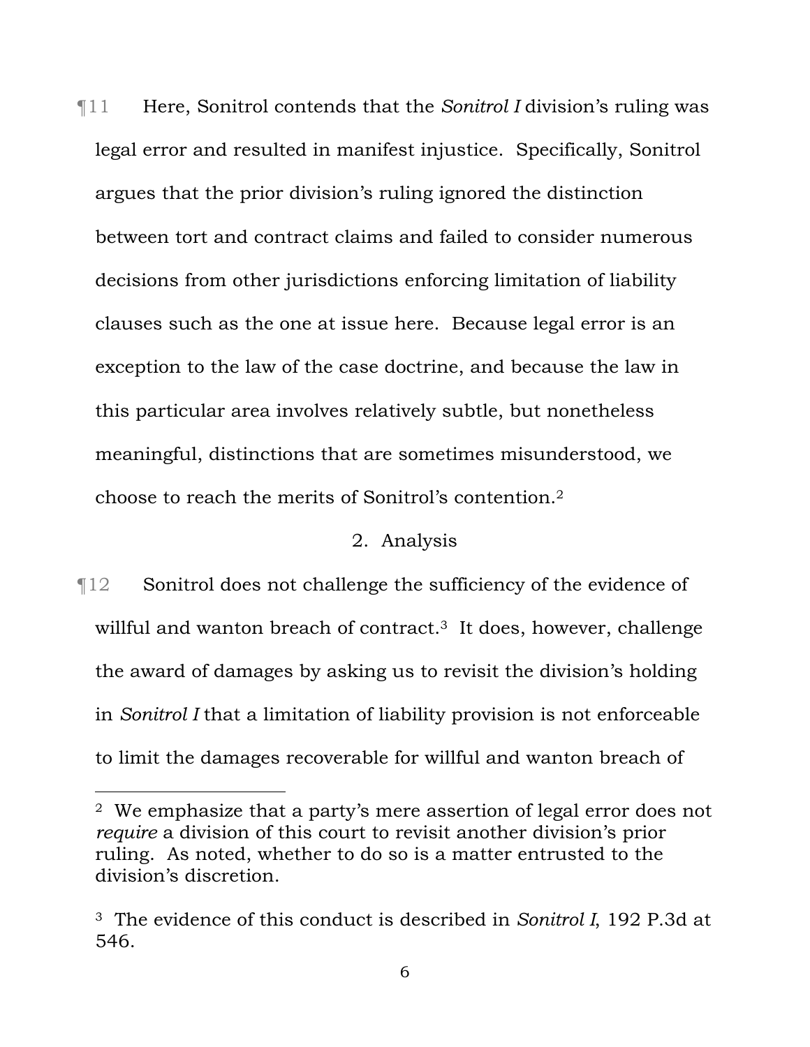¶11 Here, Sonitrol contends that the *Sonitrol I* division's ruling was legal error and resulted in manifest injustice. Specifically, Sonitrol argues that the prior division's ruling ignored the distinction between tort and contract claims and failed to consider numerous decisions from other jurisdictions enforcing limitation of liability clauses such as the one at issue here. Because legal error is an exception to the law of the case doctrine, and because the law in this particular area involves relatively subtle, but nonetheless meaningful, distinctions that are sometimes misunderstood, we choose to reach the merits of Sonitrol's contention.[2]

2. Analysis

¶12 Sonitrol does not challenge the sufficiency of the evidence of willful and wanton breach of contract.[3] It does, however, challenge the award of damages by asking us to revisit the division's holding in *Sonitrol I* that a limitation of liability provision is not enforceable to limit the damages recoverable for willful and wanton breach of

---

[2] We emphasize that a party's mere assertion of legal error does not *require* a division of this court to revisit another division's prior ruling. As noted, whether to do so is a matter entrusted to the division's discretion.

[3] The evidence of this conduct is described in *Sonitrol I*, 192 P.3d at 546.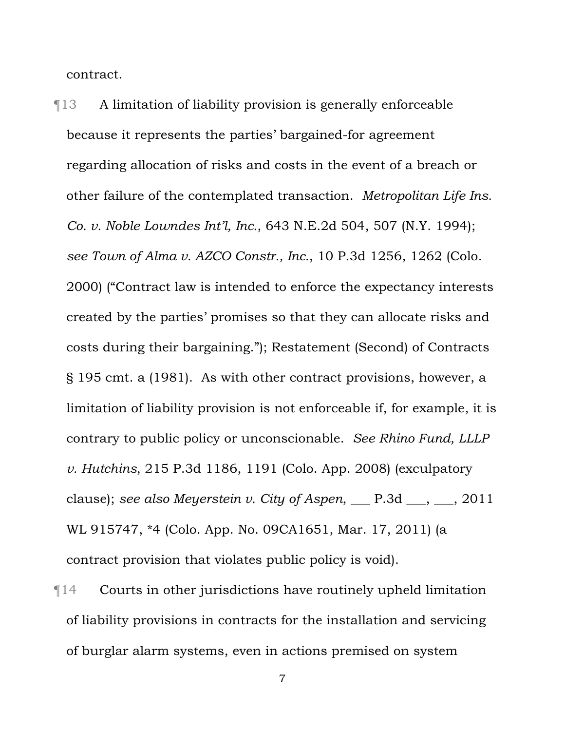contract.

¶13 A limitation of liability provision is generally enforceable because it represents the parties' bargained-for agreement regarding allocation of risks and costs in the event of a breach or other failure of the contemplated transaction. *Metropolitan Life Ins. Co. v. Noble Lowndes Int'l, Inc.*, 643 N.E.2d 504, 507 (N.Y. 1994); *see Town of Alma v. AZCO Constr., Inc.*, 10 P.3d 1256, 1262 (Colo. 2000) ("Contract law is intended to enforce the expectancy interests created by the parties' promises so that they can allocate risks and costs during their bargaining."); Restatement (Second) of Contracts § 195 cmt. a (1981). As with other contract provisions, however, a limitation of liability provision is not enforceable if, for example, it is contrary to public policy or unconscionable. *See Rhino Fund, LLLP v. Hutchins*, 215 P.3d 1186, 1191 (Colo. App. 2008) (exculpatory clause); *see also Meyerstein v. City of Aspen*, ___ P.3d ___, ___, 2011 WL 915747, *4 (Colo. App. No. 09CA1651, Mar. 17, 2011) (a contract provision that violates public policy is void).

¶14 Courts in other jurisdictions have routinely upheld limitation of liability provisions in contracts for the installation and servicing of burglar alarm systems, even in actions premised on system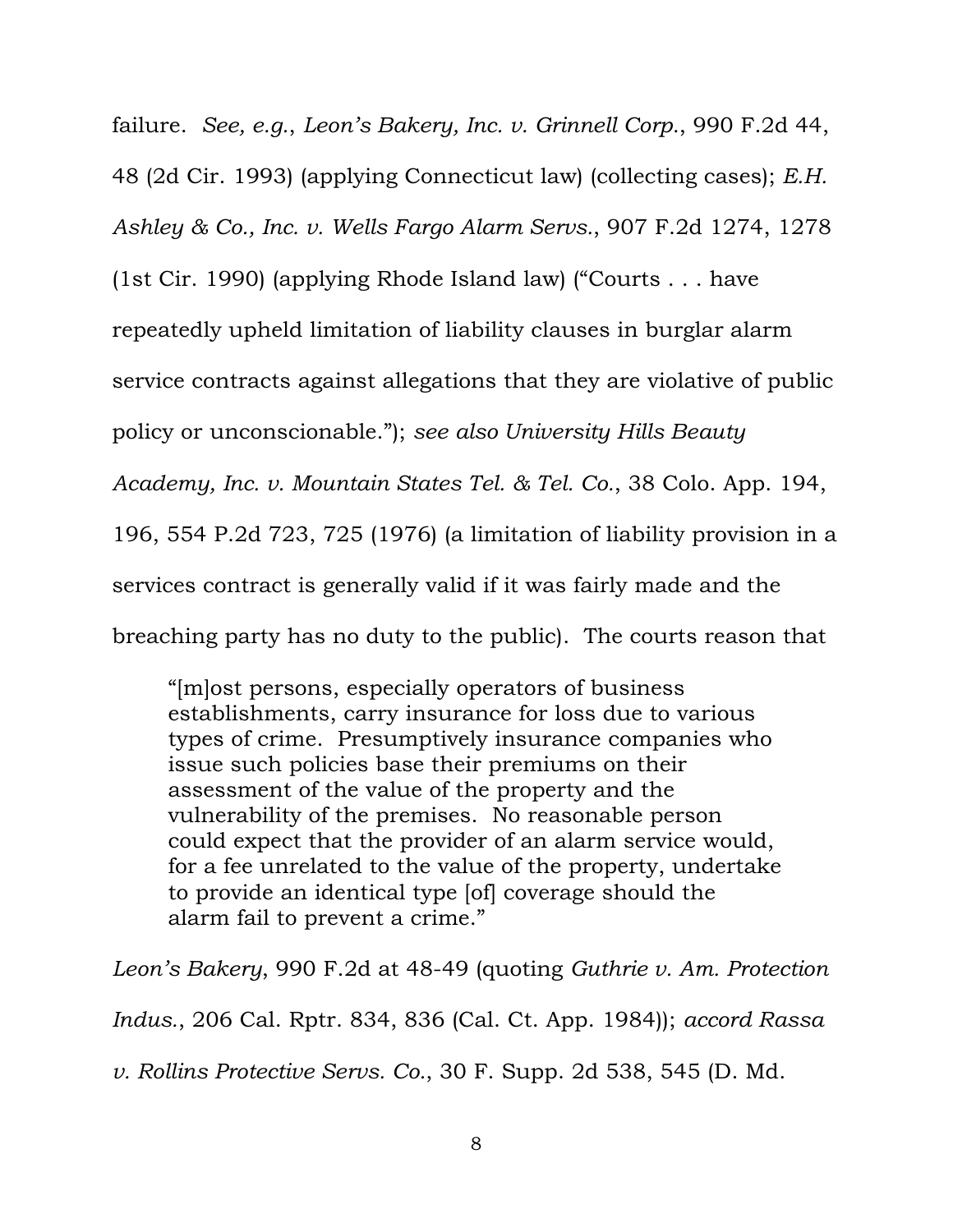failure. *See, e.g.*, *Leon's Bakery, Inc. v. Grinnell Corp.*, 990 F.2d 44, 48 (2d Cir. 1993) (applying Connecticut law) (collecting cases); *E.H. Ashley & Co., Inc. v. Wells Fargo Alarm Servs.*, 907 F.2d 1274, 1278 (1st Cir. 1990) (applying Rhode Island law) ("Courts . . . have repeatedly upheld limitation of liability clauses in burglar alarm service contracts against allegations that they are violative of public policy or unconscionable."); *see also University Hills Beauty Academy, Inc. v. Mountain States Tel. & Tel. Co.*, 38 Colo. App. 194, 196, 554 P.2d 723, 725 (1976) (a limitation of liability provision in a services contract is generally valid if it was fairly made and the breaching party has no duty to the public). The courts reason that

> "[m]ost persons, especially operators of business establishments, carry insurance for loss due to various types of crime. Presumptively insurance companies who issue such policies base their premiums on their assessment of the value of the property and the vulnerability of the premises. No reasonable person could expect that the provider of an alarm service would, for a fee unrelated to the value of the property, undertake to provide an identical type [of] coverage should the alarm fail to prevent a crime."

*Leon's Bakery*, 990 F.2d at 48-49 (quoting *Guthrie v. Am. Protection Indus.*, 206 Cal. Rptr. 834, 836 (Cal. Ct. App. 1984)); *accord Rassa v. Rollins Protective Servs. Co.*, 30 F. Supp. 2d 538, 545 (D. Md.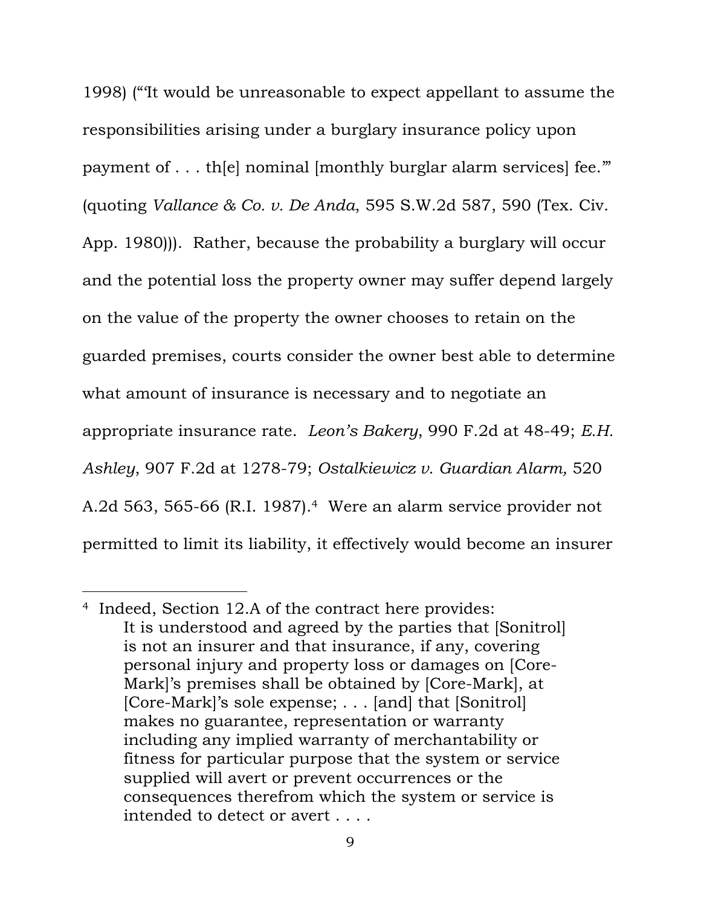1998) ("'It would be unreasonable to expect appellant to assume the responsibilities arising under a burglary insurance policy upon payment of . . . th[e] nominal [monthly burglar alarm services] fee.'" (quoting *Vallance & Co. v. De Anda*, 595 S.W.2d 587, 590 (Tex. Civ. App. 1980))). Rather, because the probability a burglary will occur and the potential loss the property owner may suffer depend largely on the value of the property the owner chooses to retain on the guarded premises, courts consider the owner best able to determine what amount of insurance is necessary and to negotiate an appropriate insurance rate. *Leon's Bakery*, 990 F.2d at 48-49; *E.H. Ashley*, 907 F.2d at 1278-79; *Ostalkiewicz v. Guardian Alarm,* 520 A.2d 563, 565-66 (R.I. 1987).[4] Were an alarm service provider not permitted to limit its liability, it effectively would become an insurer

---

[4] Indeed, Section 12.A of the contract here provides:

> It is understood and agreed by the parties that [Sonitrol] is not an insurer and that insurance, if any, covering personal injury and property loss or damages on [Core-Mark]'s premises shall be obtained by [Core-Mark], at [Core-Mark]'s sole expense; . . . [and] that [Sonitrol] makes no guarantee, representation or warranty including any implied warranty of merchantability or fitness for particular purpose that the system or service supplied will avert or prevent occurrences or the consequences therefrom which the system or service is intended to detect or avert . . . .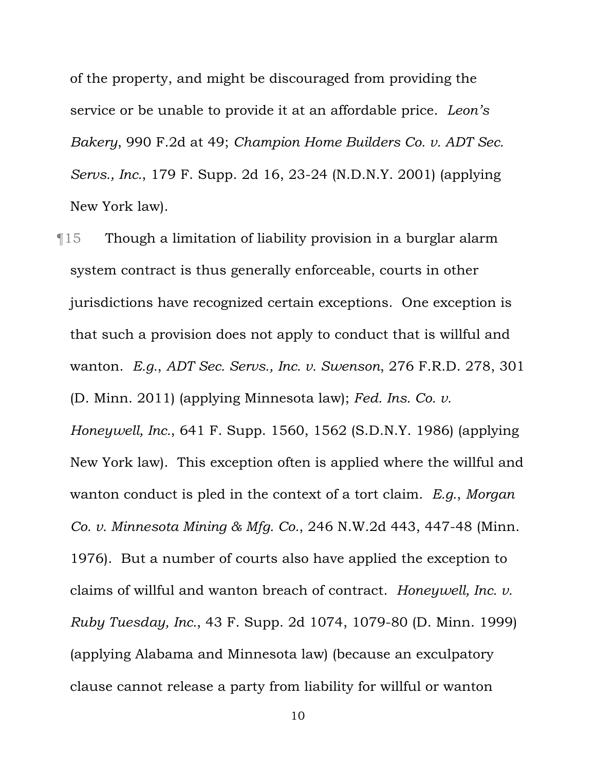of the property, and might be discouraged from providing the service or be unable to provide it at an affordable price. *Leon's Bakery*, 990 F.2d at 49; *Champion Home Builders Co. v. ADT Sec. Servs., Inc.*, 179 F. Supp. 2d 16, 23-24 (N.D.N.Y. 2001) (applying New York law).

¶15 Though a limitation of liability provision in a burglar alarm system contract is thus generally enforceable, courts in other jurisdictions have recognized certain exceptions. One exception is that such a provision does not apply to conduct that is willful and wanton. *E.g.*, *ADT Sec. Servs., Inc. v. Swenson*, 276 F.R.D. 278, 301 (D. Minn. 2011) (applying Minnesota law); *Fed. Ins. Co. v. Honeywell, Inc.*, 641 F. Supp. 1560, 1562 (S.D.N.Y. 1986) (applying New York law). This exception often is applied where the willful and wanton conduct is pled in the context of a tort claim. *E.g.*, *Morgan Co. v. Minnesota Mining & Mfg. Co.*, 246 N.W.2d 443, 447-48 (Minn. 1976). But a number of courts also have applied the exception to claims of willful and wanton breach of contract. *Honeywell, Inc. v. Ruby Tuesday, Inc.*, 43 F. Supp. 2d 1074, 1079-80 (D. Minn. 1999) (applying Alabama and Minnesota law) (because an exculpatory clause cannot release a party from liability for willful or wanton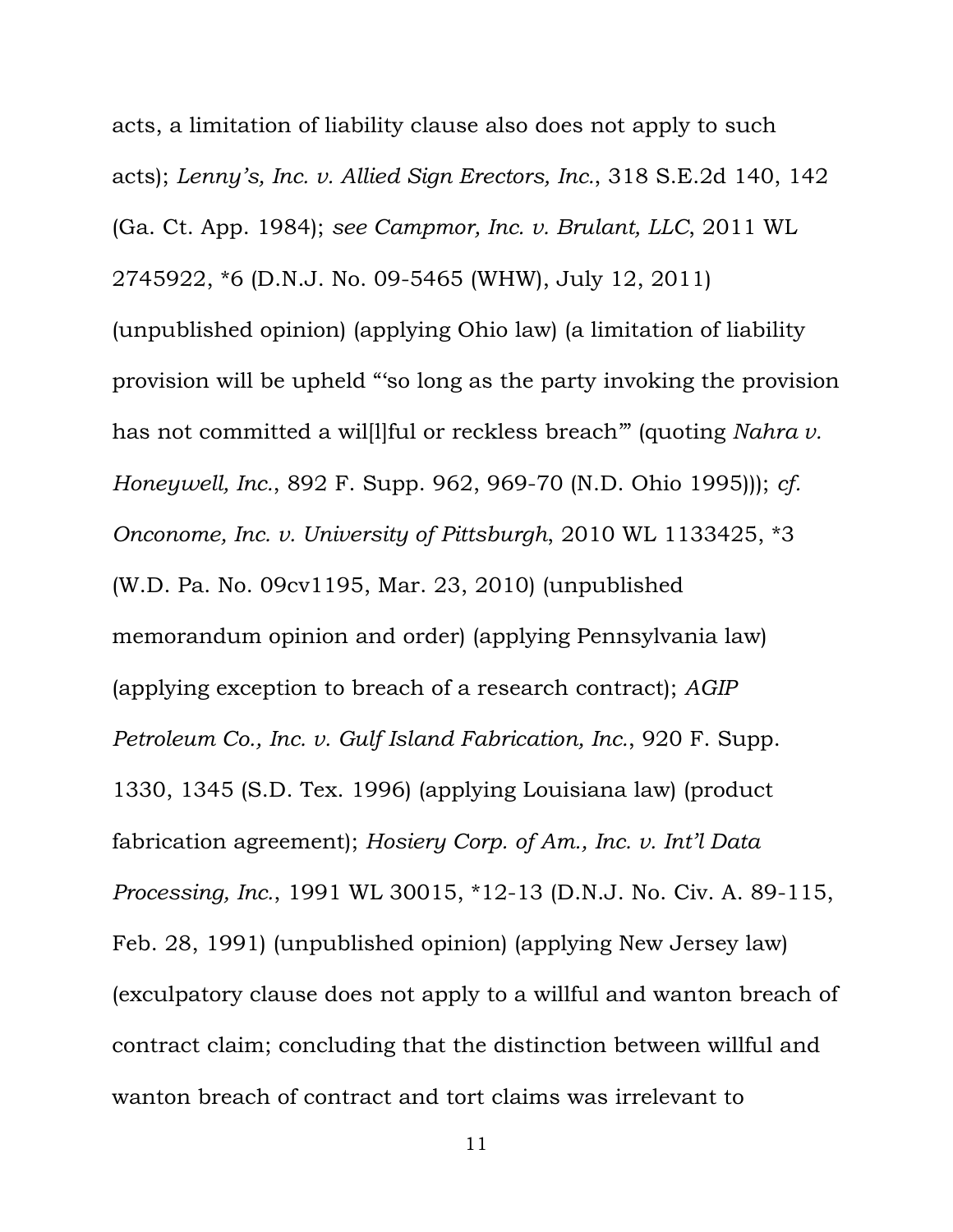acts, a limitation of liability clause also does not apply to such acts); *Lenny's, Inc. v. Allied Sign Erectors, Inc.*, 318 S.E.2d 140, 142 (Ga. Ct. App. 1984); *see Campmor, Inc. v. Brulant, LLC*, 2011 WL 2745922, *6 (D.N.J. No. 09-5465 (WHW), July 12, 2011) (unpublished opinion) (applying Ohio law) (a limitation of liability provision will be upheld "'so long as the party invoking the provision has not committed a wil[l]ful or reckless breach'" (quoting *Nahra v. Honeywell, Inc.*, 892 F. Supp. 962, 969-70 (N.D. Ohio 1995))); *cf. Onconome, Inc. v. University of Pittsburgh*, 2010 WL 1133425, *3 (W.D. Pa. No. 09cv1195, Mar. 23, 2010) (unpublished memorandum opinion and order) (applying Pennsylvania law) (applying exception to breach of a research contract); *AGIP Petroleum Co., Inc. v. Gulf Island Fabrication, Inc.*, 920 F. Supp. 1330, 1345 (S.D. Tex. 1996) (applying Louisiana law) (product fabrication agreement); *Hosiery Corp. of Am., Inc. v. Int'l Data Processing, Inc.*, 1991 WL 30015, *12-13 (D.N.J. No. Civ. A. 89-115, Feb. 28, 1991) (unpublished opinion) (applying New Jersey law) (exculpatory clause does not apply to a willful and wanton breach of contract claim; concluding that the distinction between willful and wanton breach of contract and tort claims was irrelevant to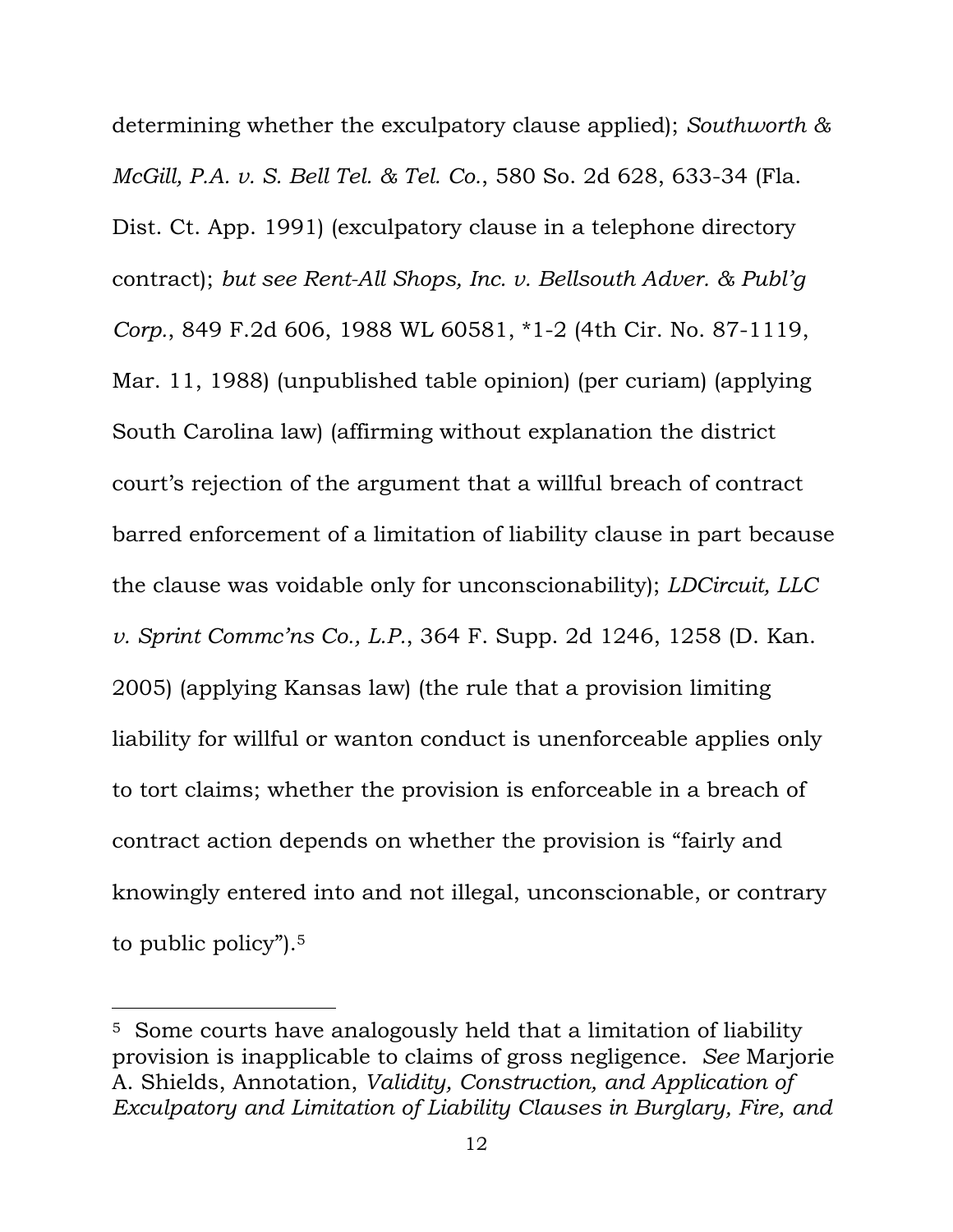determining whether the exculpatory clause applied); *Southworth & McGill, P.A. v. S. Bell Tel. & Tel. Co.*, 580 So. 2d 628, 633-34 (Fla. Dist. Ct. App. 1991) (exculpatory clause in a telephone directory contract); *but see Rent-All Shops, Inc. v. Bellsouth Adver. & Publ'g Corp.*, 849 F.2d 606, 1988 WL 60581, *1-2 (4th Cir. No. 87-1119, Mar. 11, 1988) (unpublished table opinion) (per curiam) (applying South Carolina law) (affirming without explanation the district court's rejection of the argument that a willful breach of contract barred enforcement of a limitation of liability clause in part because the clause was voidable only for unconscionability); *LDCircuit, LLC v. Sprint Commc'ns Co., L.P.*, 364 F. Supp. 2d 1246, 1258 (D. Kan. 2005) (applying Kansas law) (the rule that a provision limiting liability for willful or wanton conduct is unenforceable applies only to tort claims; whether the provision is enforceable in a breach of contract action depends on whether the provision is "fairly and knowingly entered into and not illegal, unconscionable, or contrary to public policy").[5]

---

[5] Some courts have analogously held that a limitation of liability provision is inapplicable to claims of gross negligence. *See* Marjorie A. Shields, Annotation, *Validity, Construction, and Application of Exculpatory and Limitation of Liability Clauses in Burglary, Fire, and*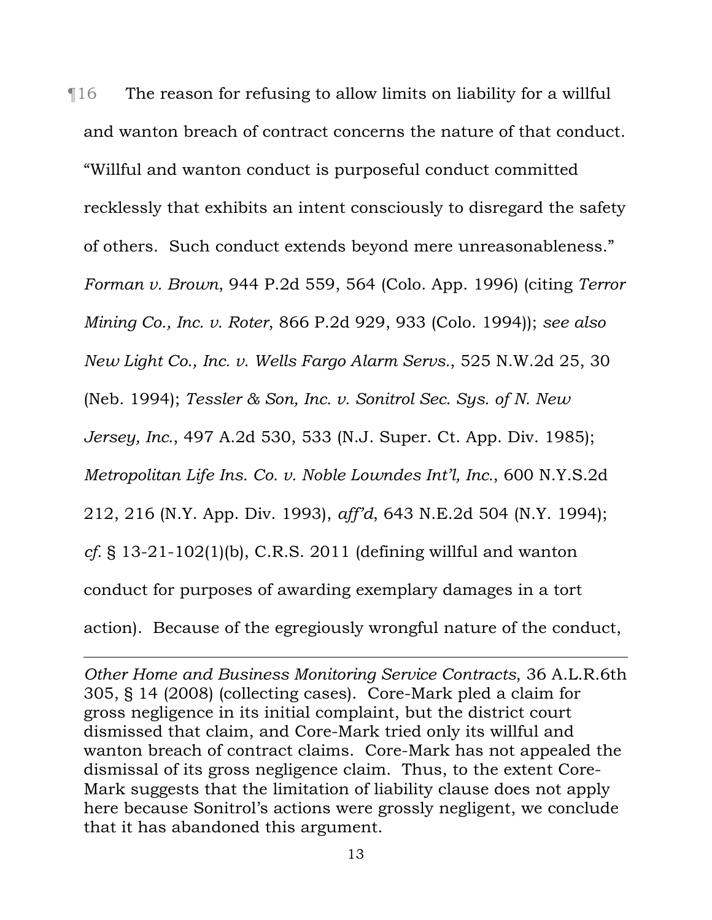¶16 The reason for refusing to allow limits on liability for a willful and wanton breach of contract concerns the nature of that conduct. "Willful and wanton conduct is purposeful conduct committed recklessly that exhibits an intent consciously to disregard the safety of others. Such conduct extends beyond mere unreasonableness." *Forman v. Brown*, 944 P.2d 559, 564 (Colo. App. 1996) (citing *Terror Mining Co., Inc. v. Roter*, 866 P.2d 929, 933 (Colo. 1994)); *see also New Light Co., Inc. v. Wells Fargo Alarm Servs.*, 525 N.W.2d 25, 30 (Neb. 1994); *Tessler & Son, Inc. v. Sonitrol Sec. Sys. of N. New Jersey, Inc.*, 497 A.2d 530, 533 (N.J. Super. Ct. App. Div. 1985); *Metropolitan Life Ins. Co. v. Noble Lowndes Int'l, Inc.*, 600 N.Y.S.2d 212, 216 (N.Y. App. Div. 1993), *aff'd*, 643 N.E.2d 504 (N.Y. 1994); *cf.* § 13-21-102(1)(b), C.R.S. 2011 (defining willful and wanton conduct for purposes of awarding exemplary damages in a tort action). Because of the egregiously wrongful nature of the conduct,

---

*Other Home and Business Monitoring Service Contracts*, 36 A.L.R.6th 305, § 14 (2008) (collecting cases). Core-Mark pled a claim for gross negligence in its initial complaint, but the district court dismissed that claim, and Core-Mark tried only its willful and wanton breach of contract claims. Core-Mark has not appealed the dismissal of its gross negligence claim. Thus, to the extent Core-Mark suggests that the limitation of liability clause does not apply here because Sonitrol's actions were grossly negligent, we conclude that it has abandoned this argument.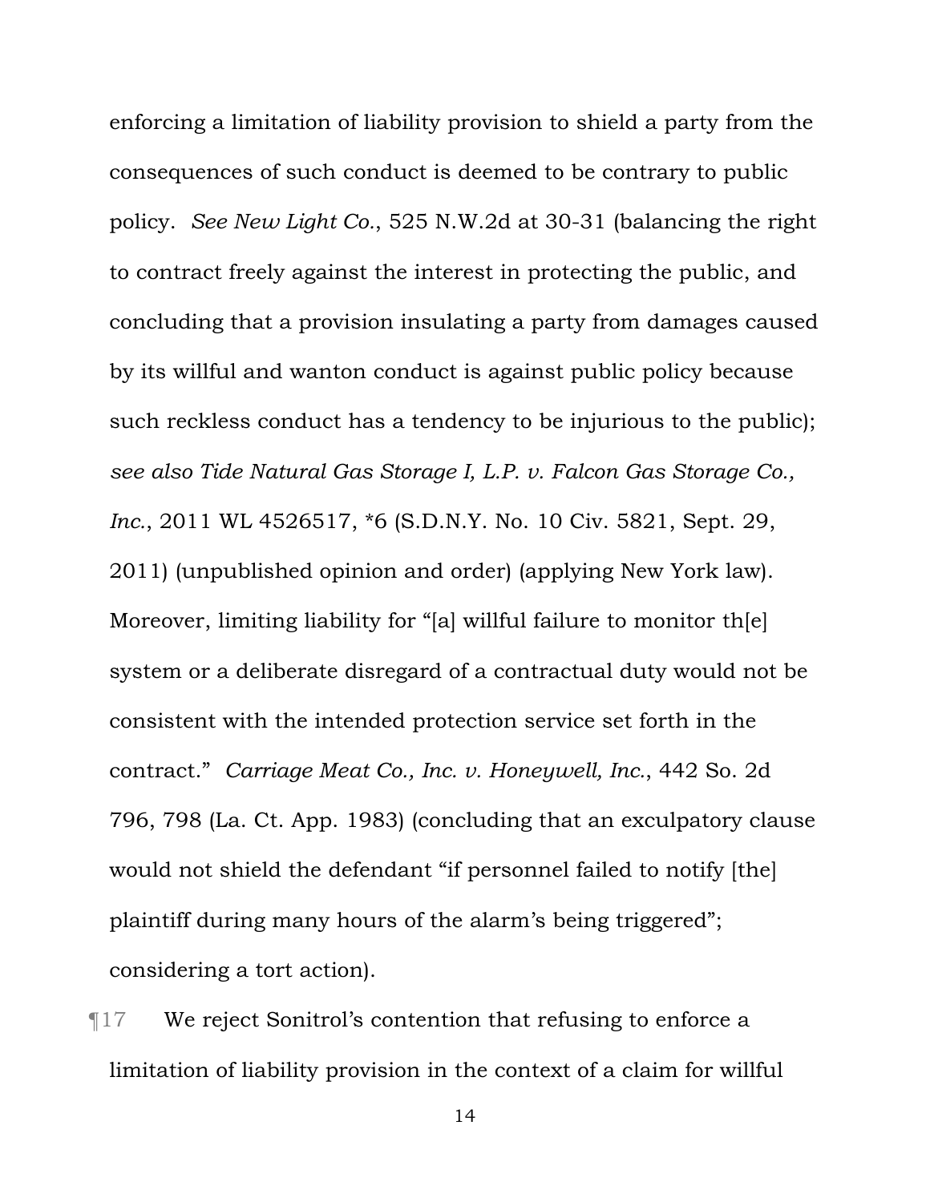enforcing a limitation of liability provision to shield a party from the consequences of such conduct is deemed to be contrary to public policy. *See New Light Co.*, 525 N.W.2d at 30-31 (balancing the right to contract freely against the interest in protecting the public, and concluding that a provision insulating a party from damages caused by its willful and wanton conduct is against public policy because such reckless conduct has a tendency to be injurious to the public); *see also Tide Natural Gas Storage I, L.P. v. Falcon Gas Storage Co., Inc.*, 2011 WL 4526517, *6 (S.D.N.Y. No. 10 Civ. 5821, Sept. 29, 2011) (unpublished opinion and order) (applying New York law). Moreover, limiting liability for "[a] willful failure to monitor th[e] system or a deliberate disregard of a contractual duty would not be consistent with the intended protection service set forth in the contract." *Carriage Meat Co., Inc. v. Honeywell, Inc.*, 442 So. 2d 796, 798 (La. Ct. App. 1983) (concluding that an exculpatory clause would not shield the defendant "if personnel failed to notify [the] plaintiff during many hours of the alarm's being triggered"; considering a tort action).

¶17 We reject Sonitrol's contention that refusing to enforce a limitation of liability provision in the context of a claim for willful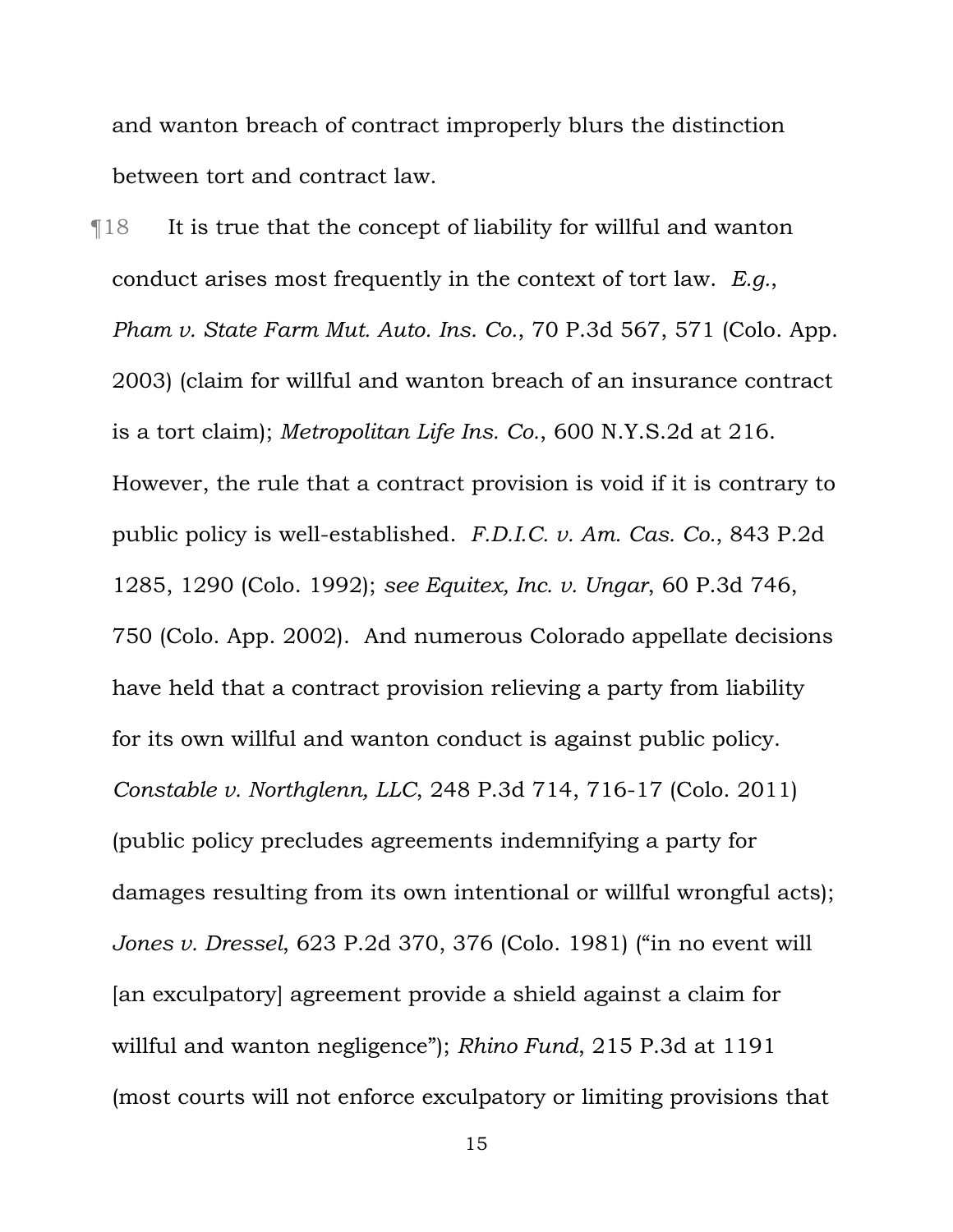and wanton breach of contract improperly blurs the distinction between tort and contract law.

¶18 It is true that the concept of liability for willful and wanton conduct arises most frequently in the context of tort law. *E.g.*, *Pham v. State Farm Mut. Auto. Ins. Co.*, 70 P.3d 567, 571 (Colo. App. 2003) (claim for willful and wanton breach of an insurance contract is a tort claim); *Metropolitan Life Ins. Co.*, 600 N.Y.S.2d at 216. However, the rule that a contract provision is void if it is contrary to public policy is well-established. *F.D.I.C. v. Am. Cas. Co.*, 843 P.2d 1285, 1290 (Colo. 1992); *see Equitex, Inc. v. Ungar*, 60 P.3d 746, 750 (Colo. App. 2002). And numerous Colorado appellate decisions have held that a contract provision relieving a party from liability for its own willful and wanton conduct is against public policy. *Constable v. Northglenn, LLC*, 248 P.3d 714, 716-17 (Colo. 2011) (public policy precludes agreements indemnifying a party for damages resulting from its own intentional or willful wrongful acts); *Jones v. Dressel*, 623 P.2d 370, 376 (Colo. 1981) ("in no event will [an exculpatory] agreement provide a shield against a claim for willful and wanton negligence"); *Rhino Fund*, 215 P.3d at 1191 (most courts will not enforce exculpatory or limiting provisions that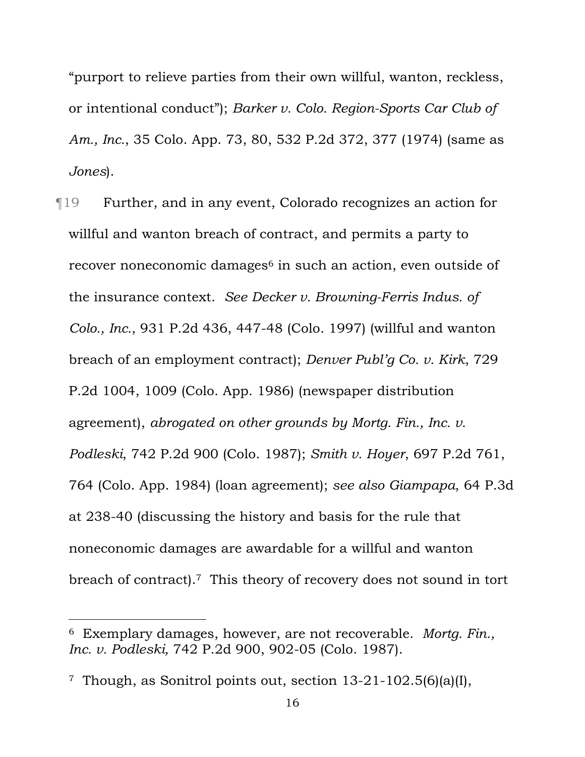"purport to relieve parties from their own willful, wanton, reckless, or intentional conduct"); *Barker v. Colo. Region-Sports Car Club of Am., Inc.*, 35 Colo. App. 73, 80, 532 P.2d 372, 377 (1974) (same as *Jones*).

¶19 Further, and in any event, Colorado recognizes an action for willful and wanton breach of contract, and permits a party to recover noneconomic damages[6] in such an action, even outside of the insurance context. *See Decker v. Browning-Ferris Indus. of Colo., Inc.*, 931 P.2d 436, 447-48 (Colo. 1997) (willful and wanton breach of an employment contract); *Denver Publ'g Co. v. Kirk*, 729 P.2d 1004, 1009 (Colo. App. 1986) (newspaper distribution agreement), *abrogated on other grounds by Mortg. Fin., Inc. v. Podleski*, 742 P.2d 900 (Colo. 1987); *Smith v. Hoyer*, 697 P.2d 761, 764 (Colo. App. 1984) (loan agreement); *see also Giampapa*, 64 P.3d at 238-40 (discussing the history and basis for the rule that noneconomic damages are awardable for a willful and wanton breach of contract).[7] This theory of recovery does not sound in tort

---

[6] Exemplary damages, however, are not recoverable. *Mortg. Fin., Inc. v. Podleski,* 742 P.2d 900, 902-05 (Colo. 1987).

[7] Though, as Sonitrol points out, section 13-21-102.5(6)(a)(I),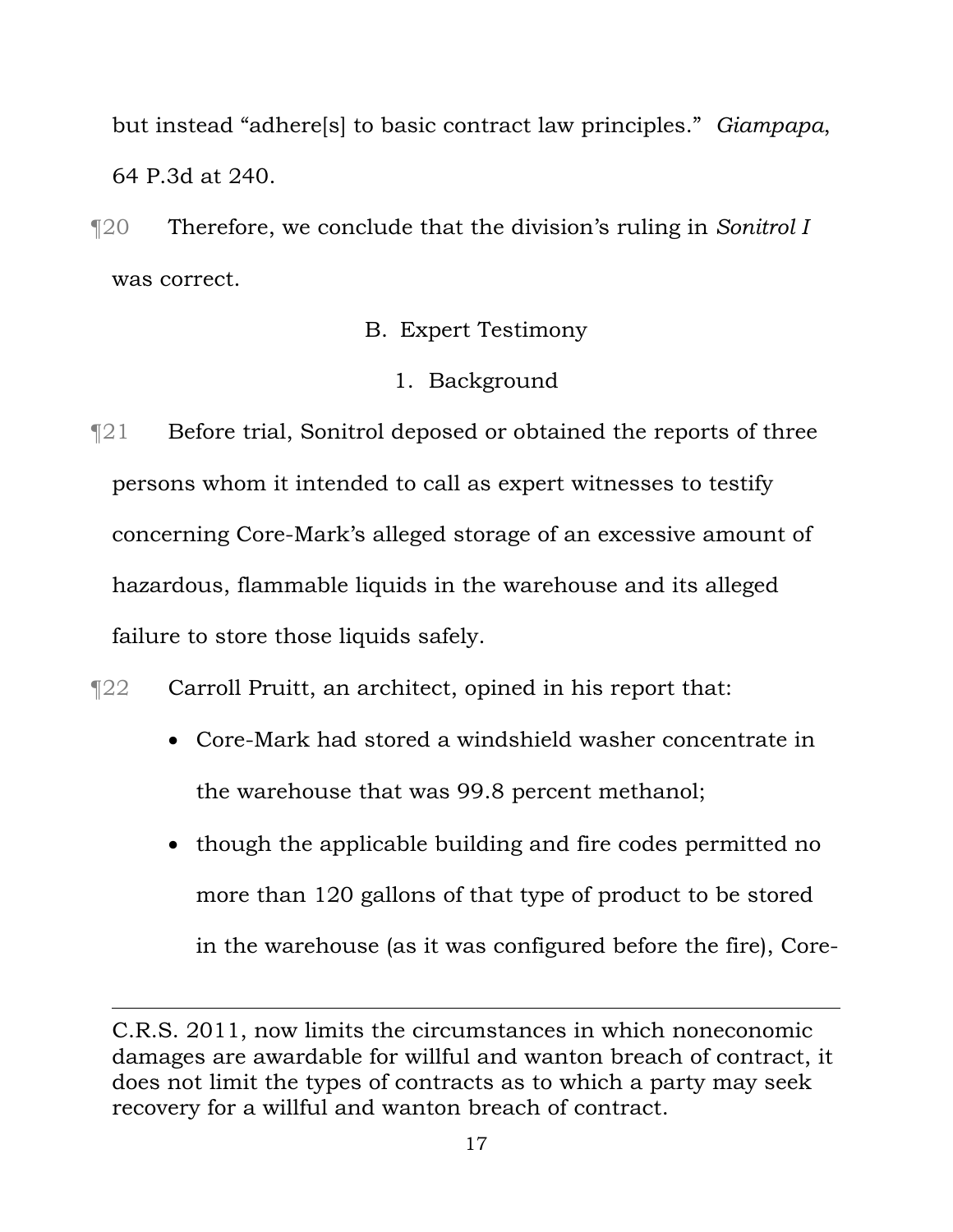but instead "adhere[s] to basic contract law principles." *Giampapa*, 64 P.3d at 240.

¶20 Therefore, we conclude that the division's ruling in *Sonitrol I* was correct.

### B. Expert Testimony

#### 1. Background

¶21 Before trial, Sonitrol deposed or obtained the reports of three persons whom it intended to call as expert witnesses to testify concerning Core-Mark's alleged storage of an excessive amount of hazardous, flammable liquids in the warehouse and its alleged failure to store those liquids safely.

¶22 Carroll Pruitt, an architect, opined in his report that:

- Core-Mark had stored a windshield washer concentrate in the warehouse that was 99.8 percent methanol;
- though the applicable building and fire codes permitted no more than 120 gallons of that type of product to be stored in the warehouse (as it was configured before the fire), Core-

---

C.R.S. 2011, now limits the circumstances in which noneconomic damages are awardable for willful and wanton breach of contract, it does not limit the types of contracts as to which a party may seek recovery for a willful and wanton breach of contract.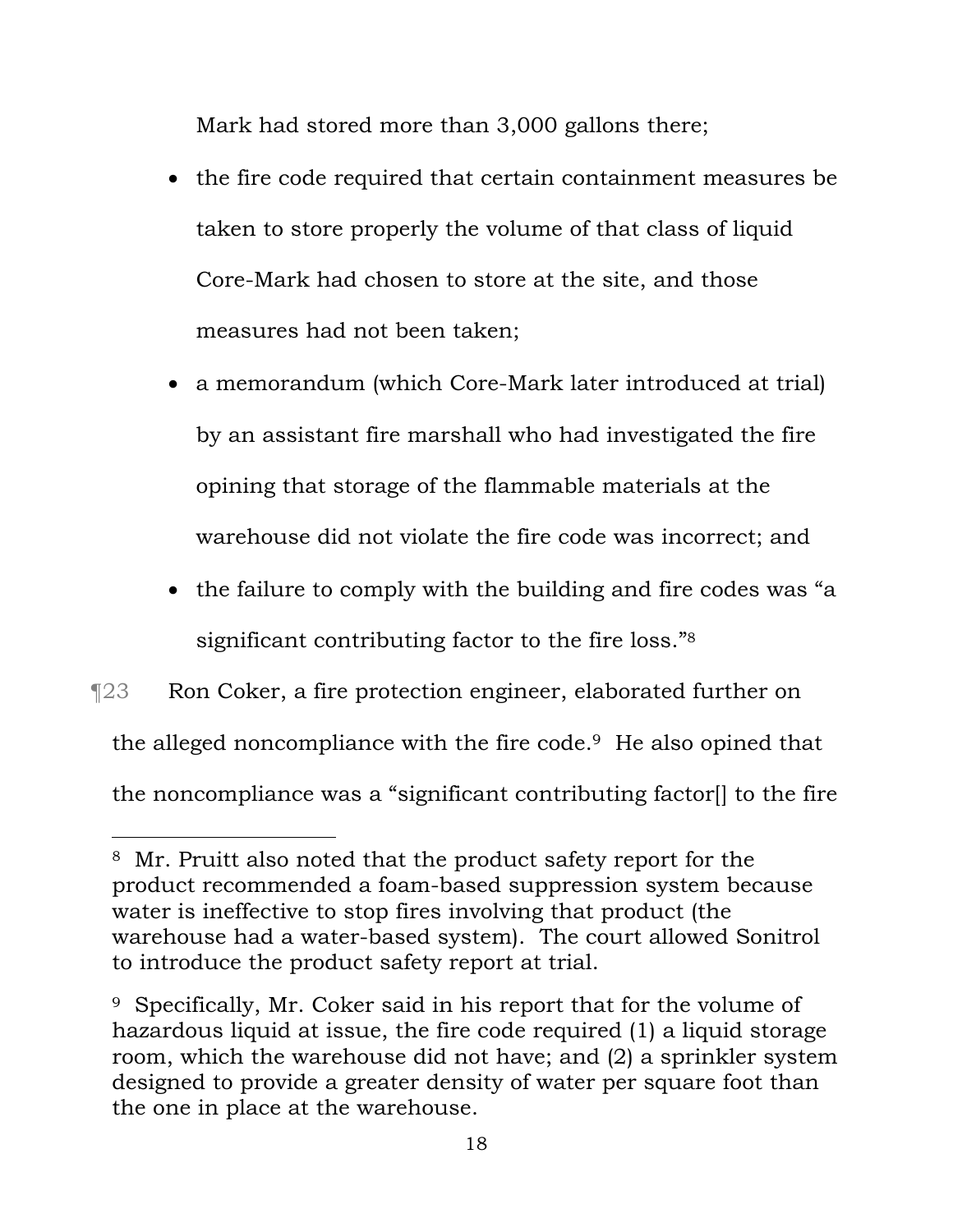Mark had stored more than 3,000 gallons there;

- the fire code required that certain containment measures be taken to store properly the volume of that class of liquid Core-Mark had chosen to store at the site, and those measures had not been taken;
- a memorandum (which Core-Mark later introduced at trial) by an assistant fire marshall who had investigated the fire opining that storage of the flammable materials at the warehouse did not violate the fire code was incorrect; and
- the failure to comply with the building and fire codes was "a significant contributing factor to the fire loss."[8]

¶23 Ron Coker, a fire protection engineer, elaborated further on the alleged noncompliance with the fire code.[9] He also opined that the noncompliance was a "significant contributing factor[] to the fire

---

[8] Mr. Pruitt also noted that the product safety report for the product recommended a foam-based suppression system because water is ineffective to stop fires involving that product (the warehouse had a water-based system). The court allowed Sonitrol to introduce the product safety report at trial.

[9] Specifically, Mr. Coker said in his report that for the volume of hazardous liquid at issue, the fire code required (1) a liquid storage room, which the warehouse did not have; and (2) a sprinkler system designed to provide a greater density of water per square foot than the one in place at the warehouse.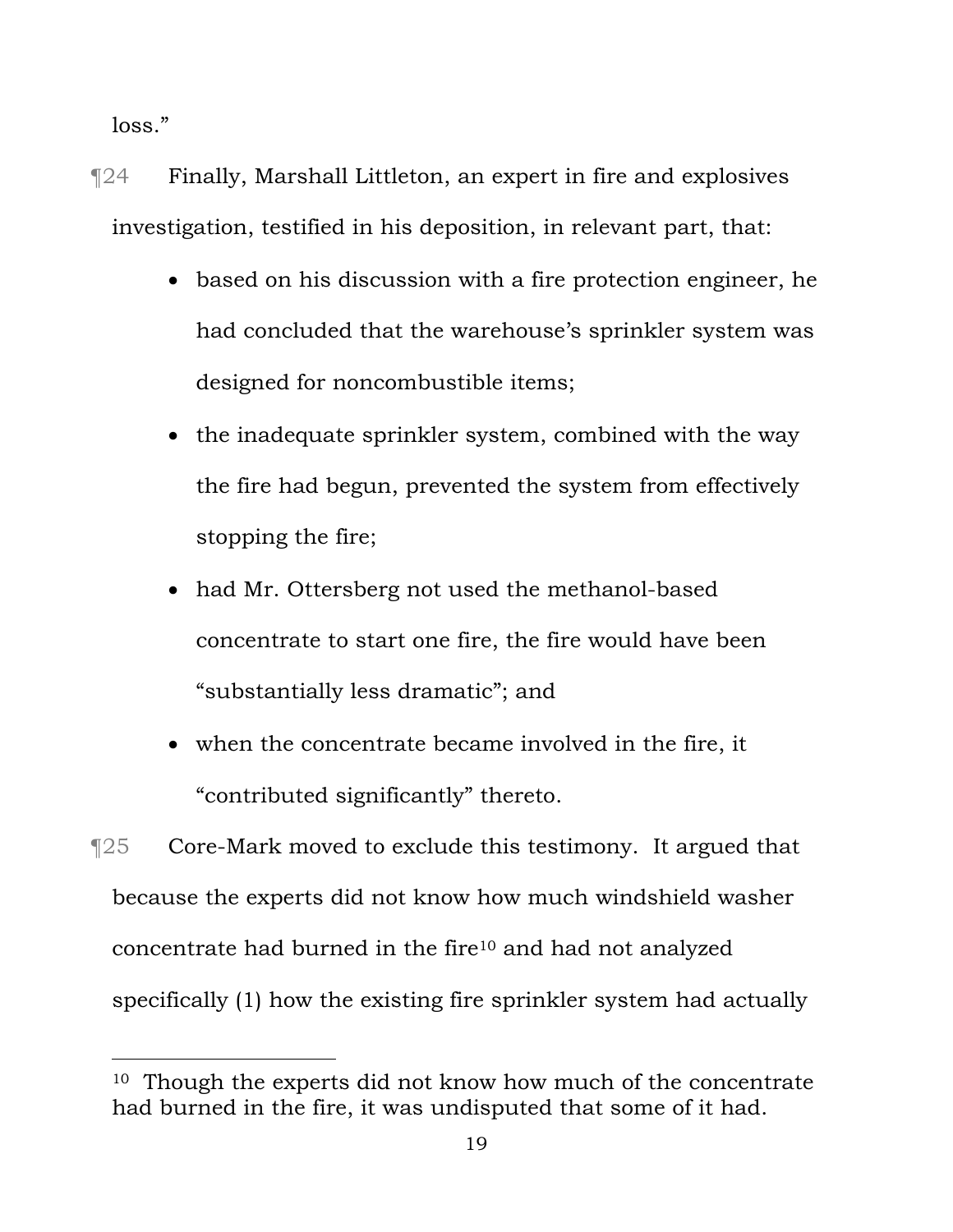loss."

¶24 Finally, Marshall Littleton, an expert in fire and explosives investigation, testified in his deposition, in relevant part, that:

- based on his discussion with a fire protection engineer, he had concluded that the warehouse's sprinkler system was designed for noncombustible items;
- the inadequate sprinkler system, combined with the way the fire had begun, prevented the system from effectively stopping the fire;
- had Mr. Ottersberg not used the methanol-based concentrate to start one fire, the fire would have been "substantially less dramatic"; and
- when the concentrate became involved in the fire, it "contributed significantly" thereto.

¶25 Core-Mark moved to exclude this testimony. It argued that because the experts did not know how much windshield washer concentrate had burned in the fire[10] and had not analyzed specifically (1) how the existing fire sprinkler system had actually

---

[10] Though the experts did not know how much of the concentrate had burned in the fire, it was undisputed that some of it had.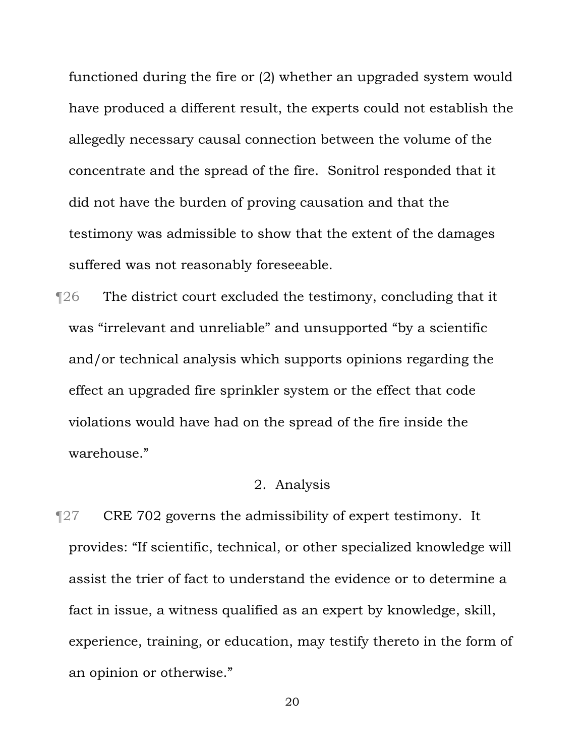functioned during the fire or (2) whether an upgraded system would have produced a different result, the experts could not establish the allegedly necessary causal connection between the volume of the concentrate and the spread of the fire. Sonitrol responded that it did not have the burden of proving causation and that the testimony was admissible to show that the extent of the damages suffered was not reasonably foreseeable.

¶26 The district court excluded the testimony, concluding that it was "irrelevant and unreliable" and unsupported "by a scientific and/or technical analysis which supports opinions regarding the effect an upgraded fire sprinkler system or the effect that code violations would have had on the spread of the fire inside the warehouse."

### 2. Analysis

¶27 CRE 702 governs the admissibility of expert testimony. It provides: "If scientific, technical, or other specialized knowledge will assist the trier of fact to understand the evidence or to determine a fact in issue, a witness qualified as an expert by knowledge, skill, experience, training, or education, may testify thereto in the form of an opinion or otherwise."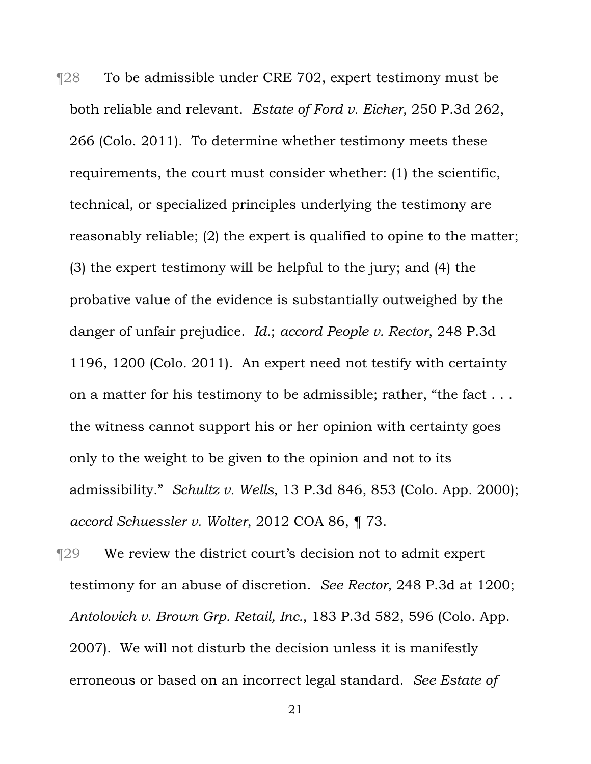¶28 To be admissible under CRE 702, expert testimony must be both reliable and relevant. *Estate of Ford v. Eicher*, 250 P.3d 262, 266 (Colo. 2011). To determine whether testimony meets these requirements, the court must consider whether: (1) the scientific, technical, or specialized principles underlying the testimony are reasonably reliable; (2) the expert is qualified to opine to the matter; (3) the expert testimony will be helpful to the jury; and (4) the probative value of the evidence is substantially outweighed by the danger of unfair prejudice. *Id.*; *accord People v. Rector*, 248 P.3d 1196, 1200 (Colo. 2011). An expert need not testify with certainty on a matter for his testimony to be admissible; rather, "the fact . . . the witness cannot support his or her opinion with certainty goes only to the weight to be given to the opinion and not to its admissibility." *Schultz v. Wells*, 13 P.3d 846, 853 (Colo. App. 2000); *accord Schuessler v. Wolter*, 2012 COA 86, ¶ 73.

¶29 We review the district court's decision not to admit expert testimony for an abuse of discretion. *See Rector*, 248 P.3d at 1200; *Antolovich v. Brown Grp. Retail, Inc.*, 183 P.3d 582, 596 (Colo. App. 2007). We will not disturb the decision unless it is manifestly erroneous or based on an incorrect legal standard. *See Estate of*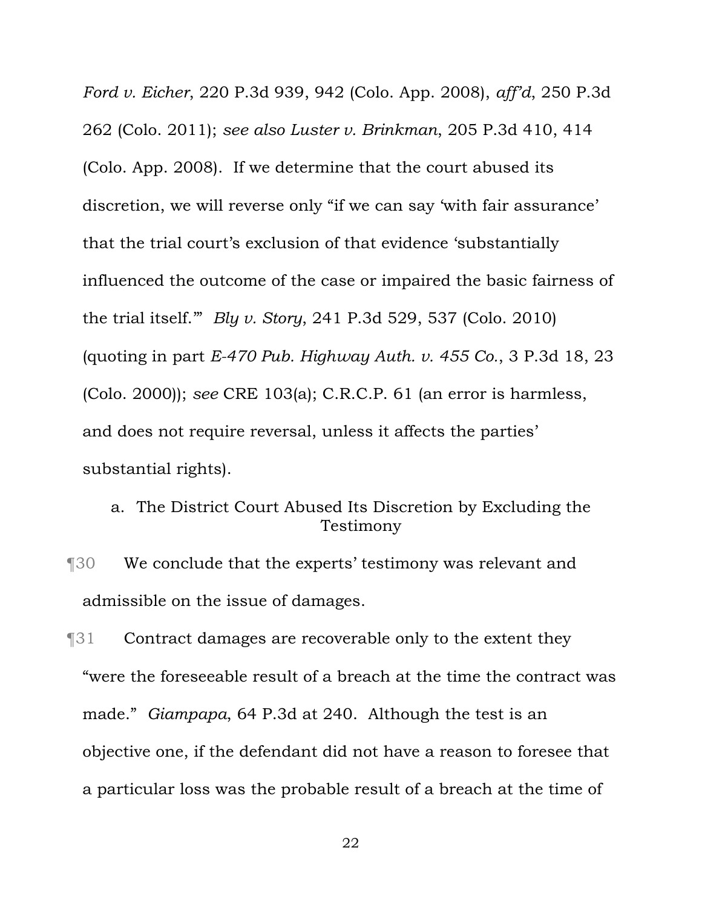*Ford v. Eicher*, 220 P.3d 939, 942 (Colo. App. 2008), *aff'd*, 250 P.3d 262 (Colo. 2011); *see also Luster v. Brinkman*, 205 P.3d 410, 414 (Colo. App. 2008). If we determine that the court abused its discretion, we will reverse only "if we can say 'with fair assurance' that the trial court's exclusion of that evidence 'substantially influenced the outcome of the case or impaired the basic fairness of the trial itself.'" *Bly v. Story*, 241 P.3d 529, 537 (Colo. 2010) (quoting in part *E-470 Pub. Highway Auth. v. 455 Co.*, 3 P.3d 18, 23 (Colo. 2000)); *see* CRE 103(a); C.R.C.P. 61 (an error is harmless, and does not require reversal, unless it affects the parties' substantial rights).

a. The District Court Abused Its Discretion by Excluding the Testimony

¶30 We conclude that the experts' testimony was relevant and admissible on the issue of damages.

¶31 Contract damages are recoverable only to the extent they "were the foreseeable result of a breach at the time the contract was made." *Giampapa*, 64 P.3d at 240. Although the test is an objective one, if the defendant did not have a reason to foresee that a particular loss was the probable result of a breach at the time of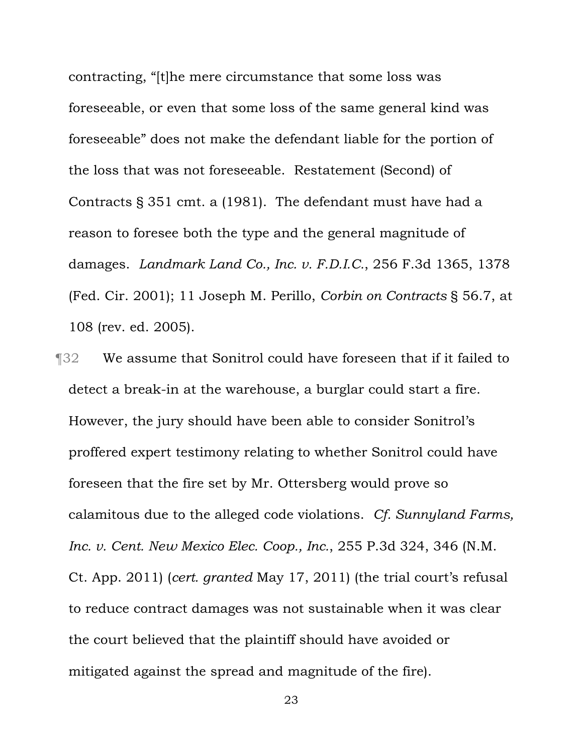contracting, "[t]he mere circumstance that some loss was foreseeable, or even that some loss of the same general kind was foreseeable" does not make the defendant liable for the portion of the loss that was not foreseeable. Restatement (Second) of Contracts § 351 cmt. a (1981). The defendant must have had a reason to foresee both the type and the general magnitude of damages. *Landmark Land Co., Inc. v. F.D.I.C.*, 256 F.3d 1365, 1378 (Fed. Cir. 2001); 11 Joseph M. Perillo, *Corbin on Contracts* § 56.7, at 108 (rev. ed. 2005).

¶32 We assume that Sonitrol could have foreseen that if it failed to detect a break-in at the warehouse, a burglar could start a fire. However, the jury should have been able to consider Sonitrol's proffered expert testimony relating to whether Sonitrol could have foreseen that the fire set by Mr. Ottersberg would prove so calamitous due to the alleged code violations. *Cf. Sunnyland Farms, Inc. v. Cent. New Mexico Elec. Coop., Inc.*, 255 P.3d 324, 346 (N.M. Ct. App. 2011) (*cert. granted* May 17, 2011) (the trial court's refusal to reduce contract damages was not sustainable when it was clear the court believed that the plaintiff should have avoided or mitigated against the spread and magnitude of the fire).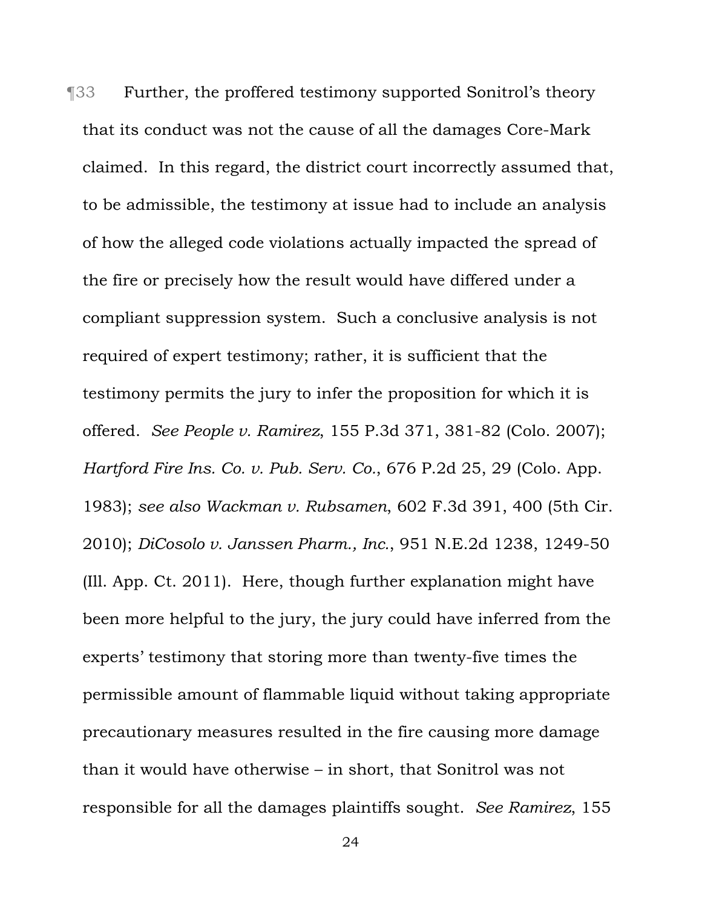¶33 Further, the proffered testimony supported Sonitrol's theory that its conduct was not the cause of all the damages Core-Mark claimed. In this regard, the district court incorrectly assumed that, to be admissible, the testimony at issue had to include an analysis of how the alleged code violations actually impacted the spread of the fire or precisely how the result would have differed under a compliant suppression system. Such a conclusive analysis is not required of expert testimony; rather, it is sufficient that the testimony permits the jury to infer the proposition for which it is offered. *See People v. Ramirez*, 155 P.3d 371, 381-82 (Colo. 2007); *Hartford Fire Ins. Co. v. Pub. Serv. Co.*, 676 P.2d 25, 29 (Colo. App. 1983); *see also Wackman v. Rubsamen*, 602 F.3d 391, 400 (5th Cir. 2010); *DiCosolo v. Janssen Pharm., Inc.*, 951 N.E.2d 1238, 1249-50 (Ill. App. Ct. 2011). Here, though further explanation might have been more helpful to the jury, the jury could have inferred from the experts' testimony that storing more than twenty-five times the permissible amount of flammable liquid without taking appropriate precautionary measures resulted in the fire causing more damage than it would have otherwise – in short, that Sonitrol was not responsible for all the damages plaintiffs sought. *See Ramirez*, 155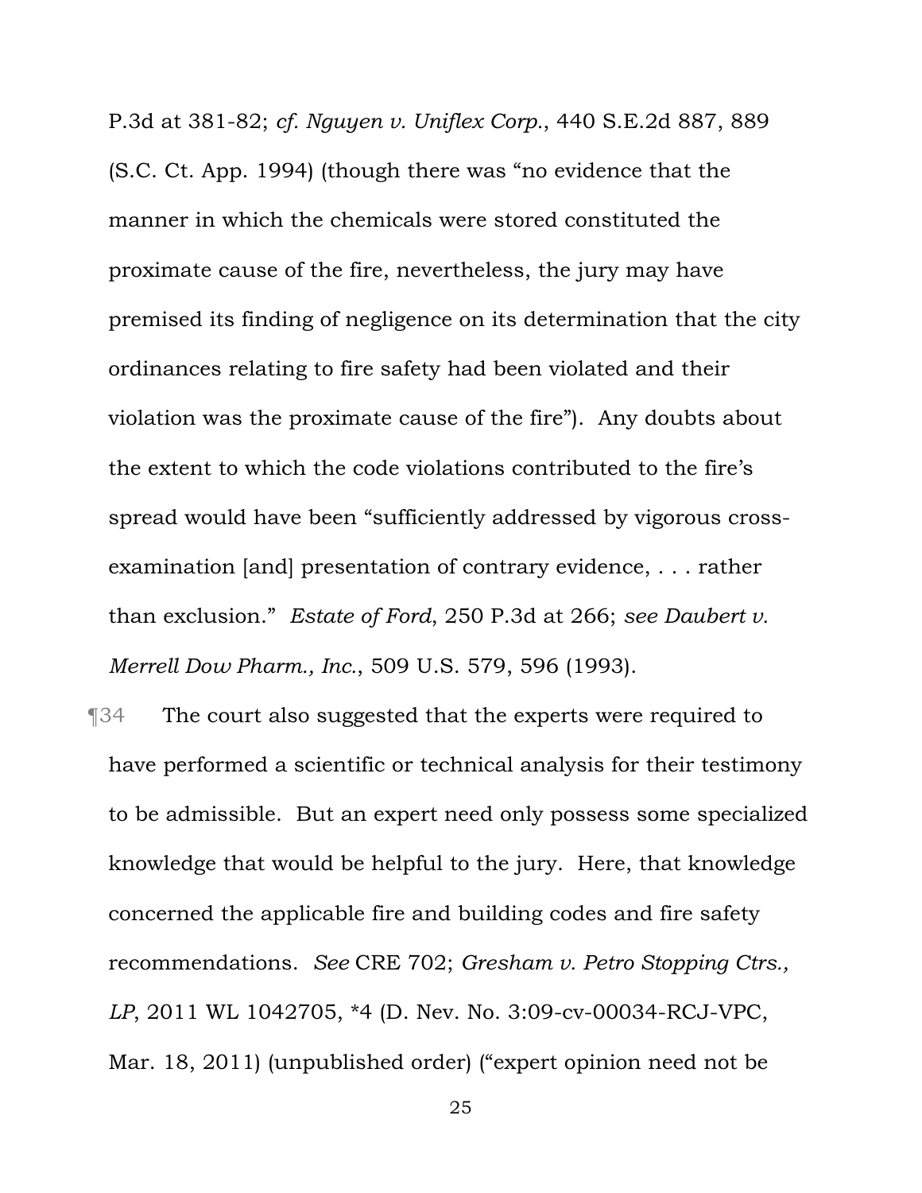P.3d at 381-82; *cf. Nguyen v. Uniflex Corp.*, 440 S.E.2d 887, 889 (S.C. Ct. App. 1994) (though there was "no evidence that the manner in which the chemicals were stored constituted the proximate cause of the fire, nevertheless, the jury may have premised its finding of negligence on its determination that the city ordinances relating to fire safety had been violated and their violation was the proximate cause of the fire"). Any doubts about the extent to which the code violations contributed to the fire's spread would have been "sufficiently addressed by vigorous cross-examination [and] presentation of contrary evidence, . . . rather than exclusion." *Estate of Ford*, 250 P.3d at 266; *see Daubert v. Merrell Dow Pharm., Inc.*, 509 U.S. 579, 596 (1993).

¶34 The court also suggested that the experts were required to have performed a scientific or technical analysis for their testimony to be admissible. But an expert need only possess some specialized knowledge that would be helpful to the jury. Here, that knowledge concerned the applicable fire and building codes and fire safety recommendations. *See* CRE 702; *Gresham v. Petro Stopping Ctrs., LP*, 2011 WL 1042705, *4 (D. Nev. No. 3:09-cv-00034-RCJ-VPC, Mar. 18, 2011) (unpublished order) ("expert opinion need not be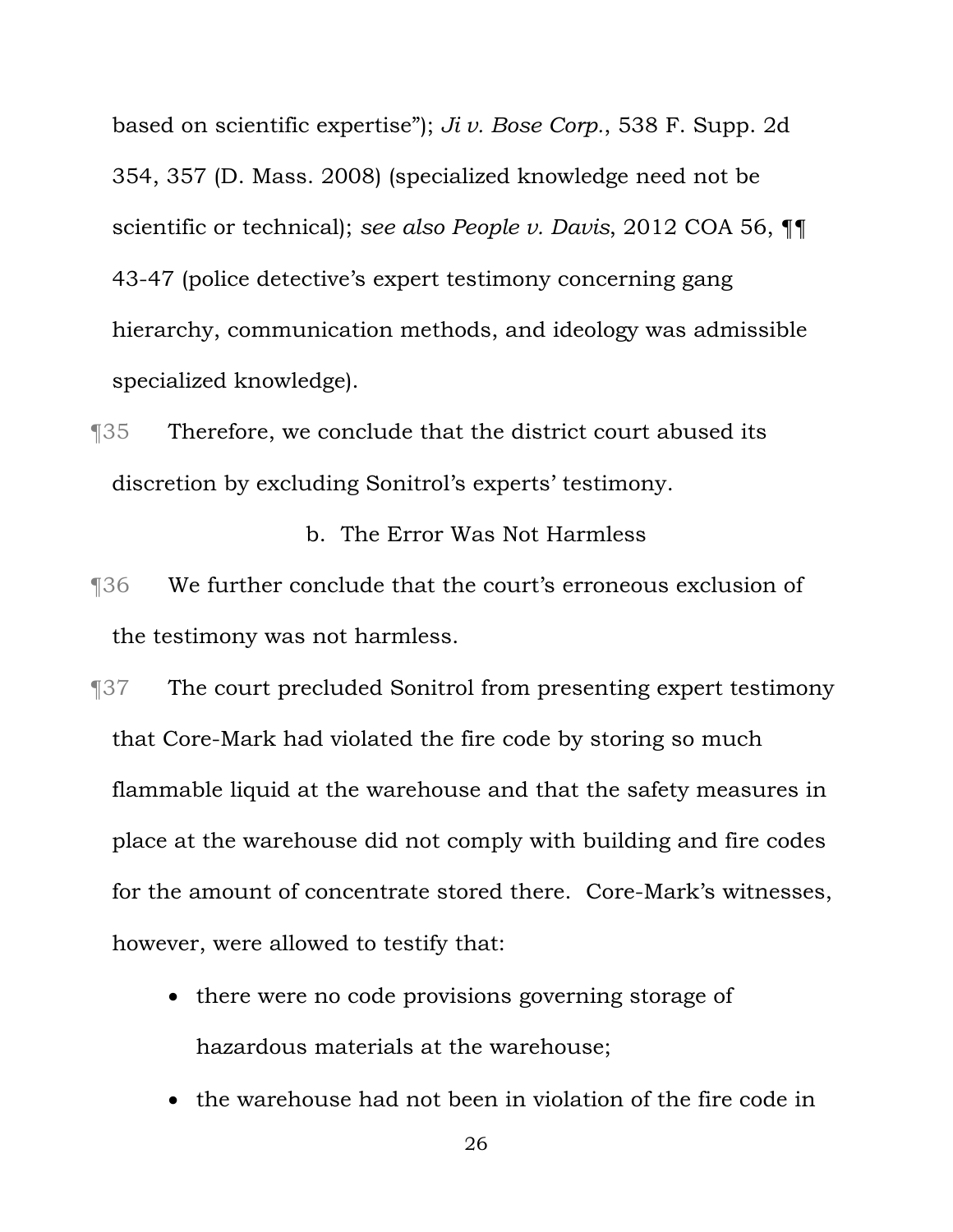based on scientific expertise"); *Ji v. Bose Corp.*, 538 F. Supp. 2d 354, 357 (D. Mass. 2008) (specialized knowledge need not be scientific or technical); *see also People v. Davis*, 2012 COA 56, ¶¶ 43-47 (police detective's expert testimony concerning gang hierarchy, communication methods, and ideology was admissible specialized knowledge).

¶35 Therefore, we conclude that the district court abused its discretion by excluding Sonitrol's experts' testimony.

b. The Error Was Not Harmless

¶36 We further conclude that the court's erroneous exclusion of the testimony was not harmless.

¶37 The court precluded Sonitrol from presenting expert testimony that Core-Mark had violated the fire code by storing so much flammable liquid at the warehouse and that the safety measures in place at the warehouse did not comply with building and fire codes for the amount of concentrate stored there. Core-Mark's witnesses, however, were allowed to testify that:

- there were no code provisions governing storage of hazardous materials at the warehouse;
- the warehouse had not been in violation of the fire code in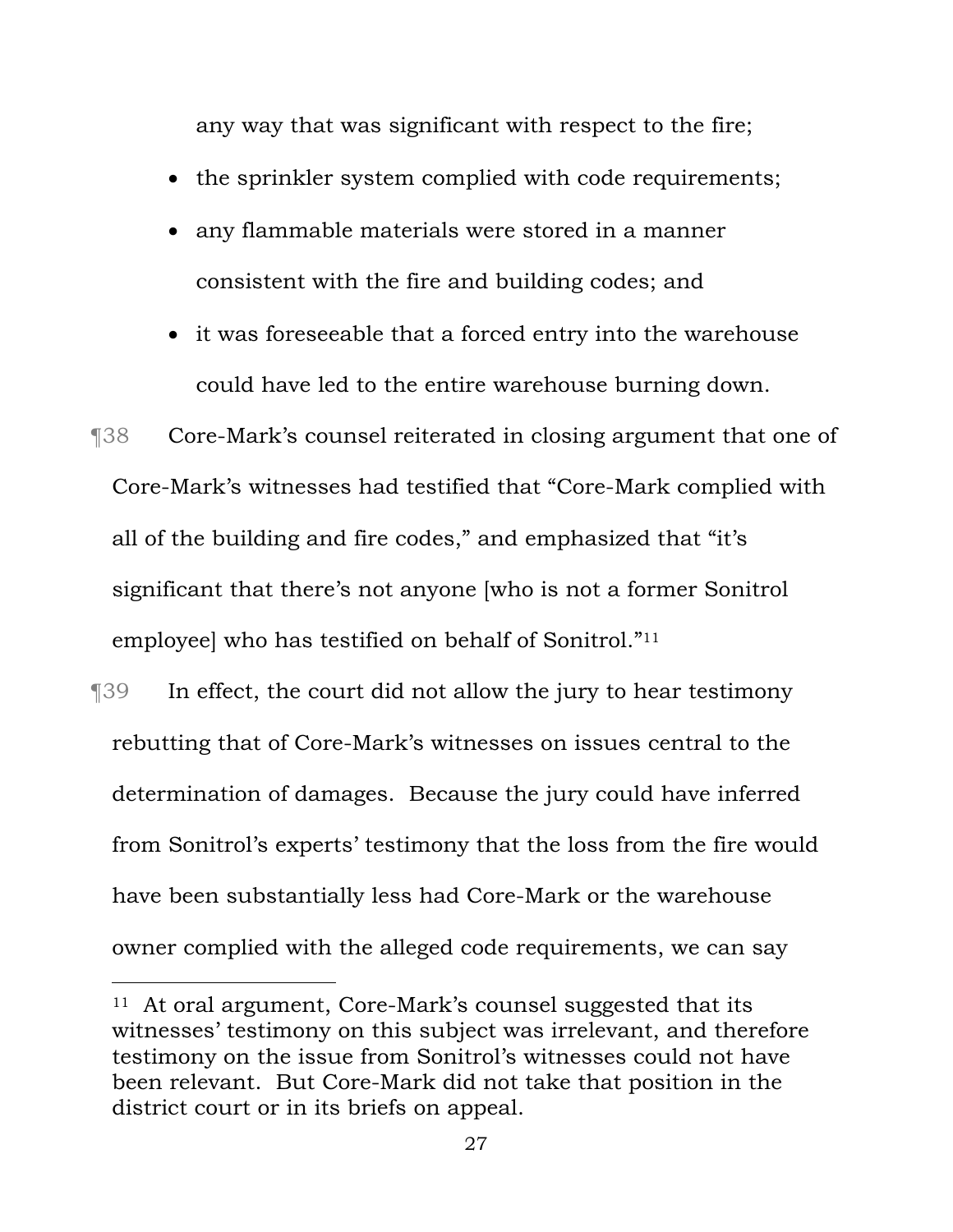any way that was significant with respect to the fire;

- the sprinkler system complied with code requirements;
- any flammable materials were stored in a manner consistent with the fire and building codes; and
- it was foreseeable that a forced entry into the warehouse could have led to the entire warehouse burning down.

¶38 Core-Mark's counsel reiterated in closing argument that one of Core-Mark's witnesses had testified that "Core-Mark complied with all of the building and fire codes," and emphasized that "it's significant that there's not anyone [who is not a former Sonitrol employee] who has testified on behalf of Sonitrol."[11]

¶39 In effect, the court did not allow the jury to hear testimony rebutting that of Core-Mark's witnesses on issues central to the determination of damages. Because the jury could have inferred from Sonitrol's experts' testimony that the loss from the fire would have been substantially less had Core-Mark or the warehouse owner complied with the alleged code requirements, we can say

---

[11] At oral argument, Core-Mark's counsel suggested that its witnesses' testimony on this subject was irrelevant, and therefore testimony on the issue from Sonitrol's witnesses could not have been relevant. But Core-Mark did not take that position in the district court or in its briefs on appeal.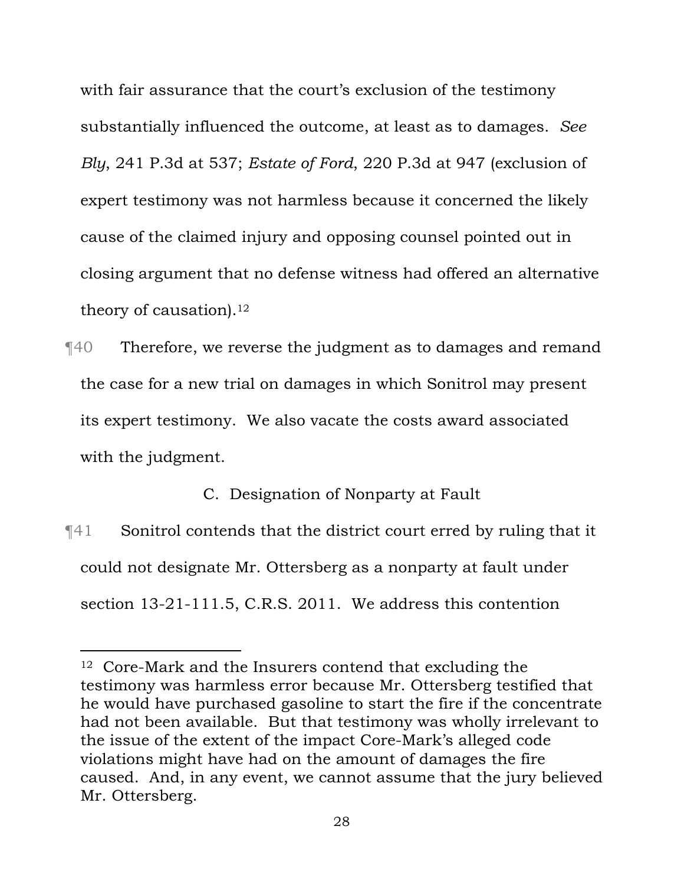with fair assurance that the court's exclusion of the testimony substantially influenced the outcome, at least as to damages. *See Bly*, 241 P.3d at 537; *Estate of Ford*, 220 P.3d at 947 (exclusion of expert testimony was not harmless because it concerned the likely cause of the claimed injury and opposing counsel pointed out in closing argument that no defense witness had offered an alternative theory of causation).[12]

¶40 Therefore, we reverse the judgment as to damages and remand the case for a new trial on damages in which Sonitrol may present its expert testimony. We also vacate the costs award associated with the judgment.

### C. Designation of Nonparty at Fault

¶41 Sonitrol contends that the district court erred by ruling that it could not designate Mr. Ottersberg as a nonparty at fault under section 13-21-111.5, C.R.S. 2011. We address this contention

---

[12] Core-Mark and the Insurers contend that excluding the testimony was harmless error because Mr. Ottersberg testified that he would have purchased gasoline to start the fire if the concentrate had not been available. But that testimony was wholly irrelevant to the issue of the extent of the impact Core-Mark's alleged code violations might have had on the amount of damages the fire caused. And, in any event, we cannot assume that the jury believed Mr. Ottersberg.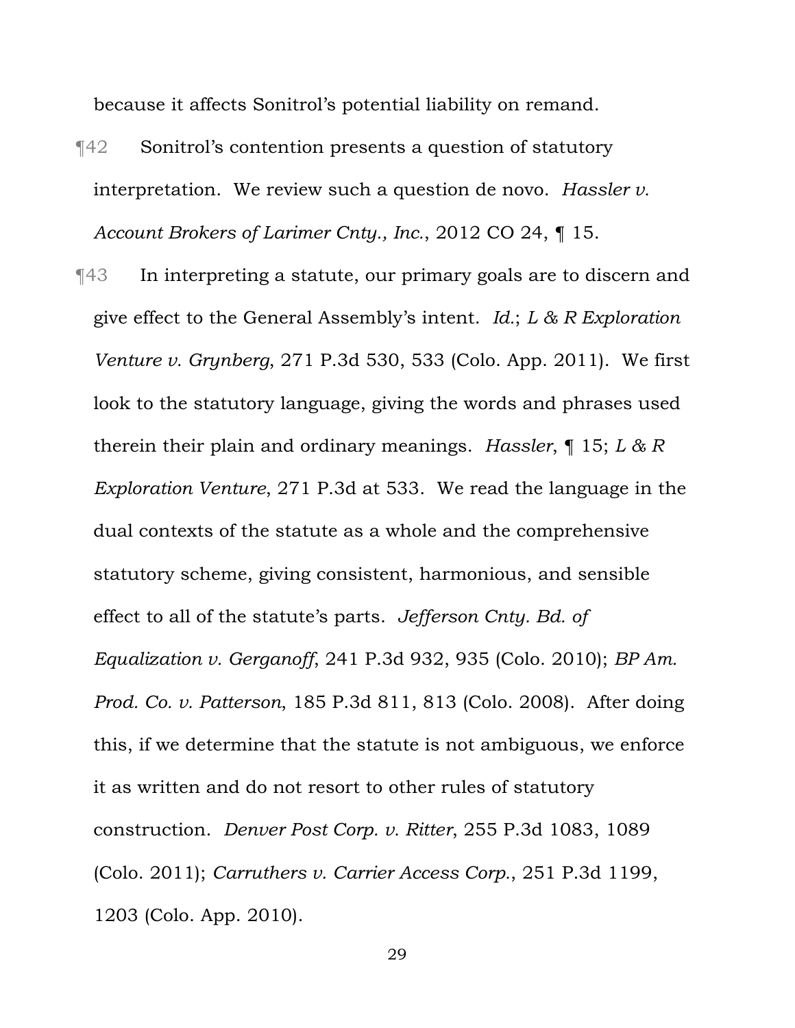because it affects Sonitrol's potential liability on remand.

¶42 Sonitrol's contention presents a question of statutory interpretation. We review such a question de novo. *Hassler v. Account Brokers of Larimer Cnty., Inc.*, 2012 CO 24, ¶ 15.

¶43 In interpreting a statute, our primary goals are to discern and give effect to the General Assembly's intent. *Id.*; *L & R Exploration Venture v. Grynberg*, 271 P.3d 530, 533 (Colo. App. 2011). We first look to the statutory language, giving the words and phrases used therein their plain and ordinary meanings. *Hassler*, ¶ 15; *L & R Exploration Venture*, 271 P.3d at 533. We read the language in the dual contexts of the statute as a whole and the comprehensive statutory scheme, giving consistent, harmonious, and sensible effect to all of the statute's parts. *Jefferson Cnty. Bd. of Equalization v. Gerganoff*, 241 P.3d 932, 935 (Colo. 2010); *BP Am. Prod. Co. v. Patterson*, 185 P.3d 811, 813 (Colo. 2008). After doing this, if we determine that the statute is not ambiguous, we enforce it as written and do not resort to other rules of statutory construction. *Denver Post Corp. v. Ritter*, 255 P.3d 1083, 1089 (Colo. 2011); *Carruthers v. Carrier Access Corp.*, 251 P.3d 1199, 1203 (Colo. App. 2010).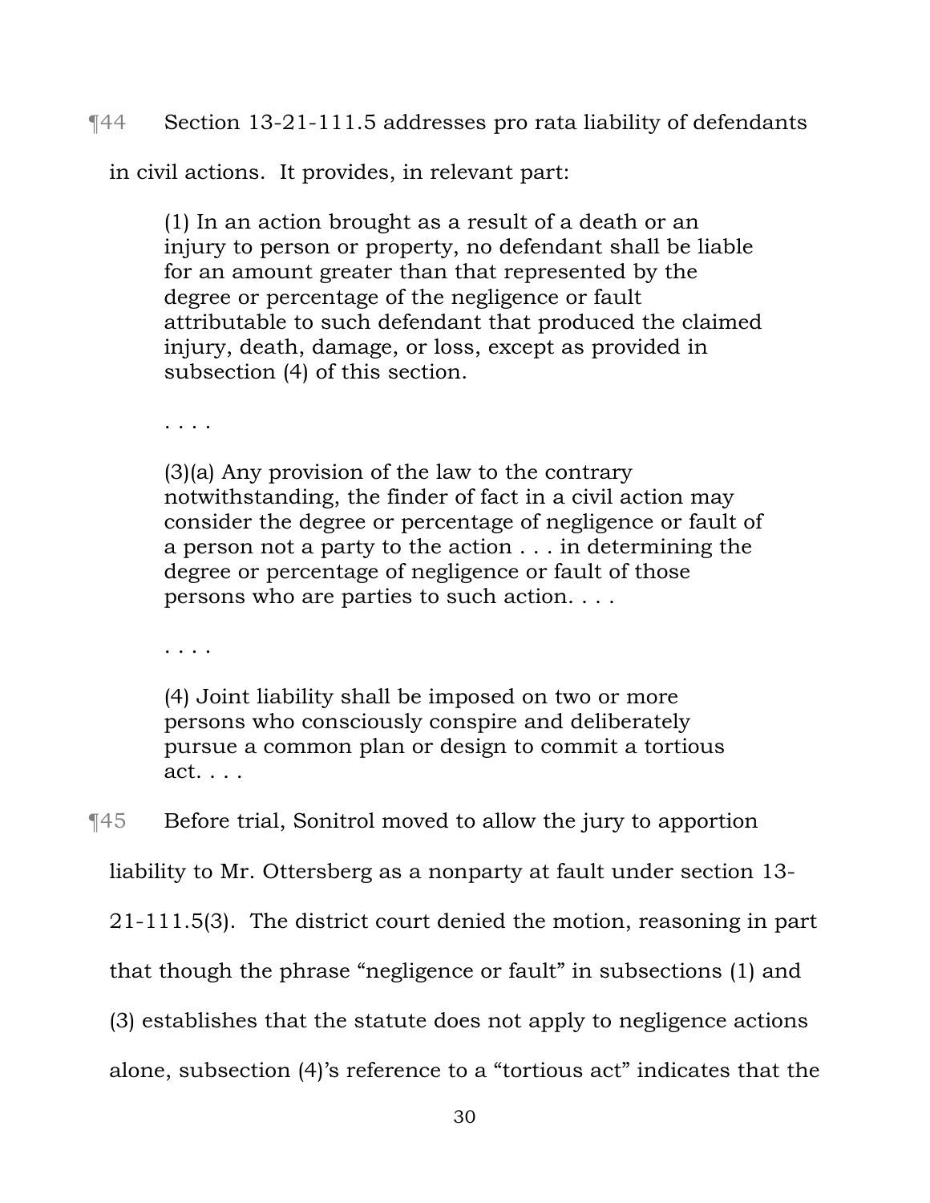¶44 Section 13-21-111.5 addresses pro rata liability of defendants in civil actions. It provides, in relevant part:

> (1) In an action brought as a result of a death or an injury to person or property, no defendant shall be liable for an amount greater than that represented by the degree or percentage of the negligence or fault attributable to such defendant that produced the claimed injury, death, damage, or loss, except as provided in subsection (4) of this section.
>
> . . . .
>
> (3)(a) Any provision of the law to the contrary notwithstanding, the finder of fact in a civil action may consider the degree or percentage of negligence or fault of a person not a party to the action . . . in determining the degree or percentage of negligence or fault of those persons who are parties to such action. . . .
>
> . . . .
>
> (4) Joint liability shall be imposed on two or more persons who consciously conspire and deliberately pursue a common plan or design to commit a tortious act. . . .

¶45 Before trial, Sonitrol moved to allow the jury to apportion liability to Mr. Ottersberg as a nonparty at fault under section 13-21-111.5(3). The district court denied the motion, reasoning in part that though the phrase "negligence or fault" in subsections (1) and (3) establishes that the statute does not apply to negligence actions alone, subsection (4)'s reference to a "tortious act" indicates that the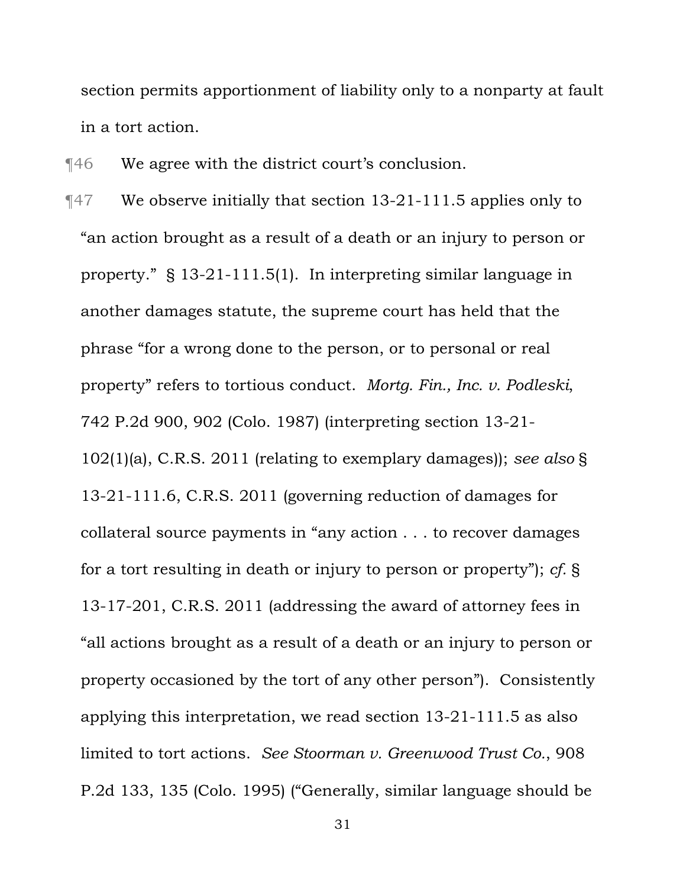section permits apportionment of liability only to a nonparty at fault in a tort action.

¶46 We agree with the district court's conclusion.

¶47 We observe initially that section 13-21-111.5 applies only to "an action brought as a result of a death or an injury to person or property." § 13-21-111.5(1). In interpreting similar language in another damages statute, the supreme court has held that the phrase "for a wrong done to the person, or to personal or real property" refers to tortious conduct. *Mortg. Fin., Inc. v. Podleski*, 742 P.2d 900, 902 (Colo. 1987) (interpreting section 13-21-102(1)(a), C.R.S. 2011 (relating to exemplary damages)); *see also* § 13-21-111.6, C.R.S. 2011 (governing reduction of damages for collateral source payments in "any action . . . to recover damages for a tort resulting in death or injury to person or property"); *cf.* § 13-17-201, C.R.S. 2011 (addressing the award of attorney fees in "all actions brought as a result of a death or an injury to person or property occasioned by the tort of any other person"). Consistently applying this interpretation, we read section 13-21-111.5 as also limited to tort actions. *See Stoorman v. Greenwood Trust Co.*, 908 P.2d 133, 135 (Colo. 1995) ("Generally, similar language should be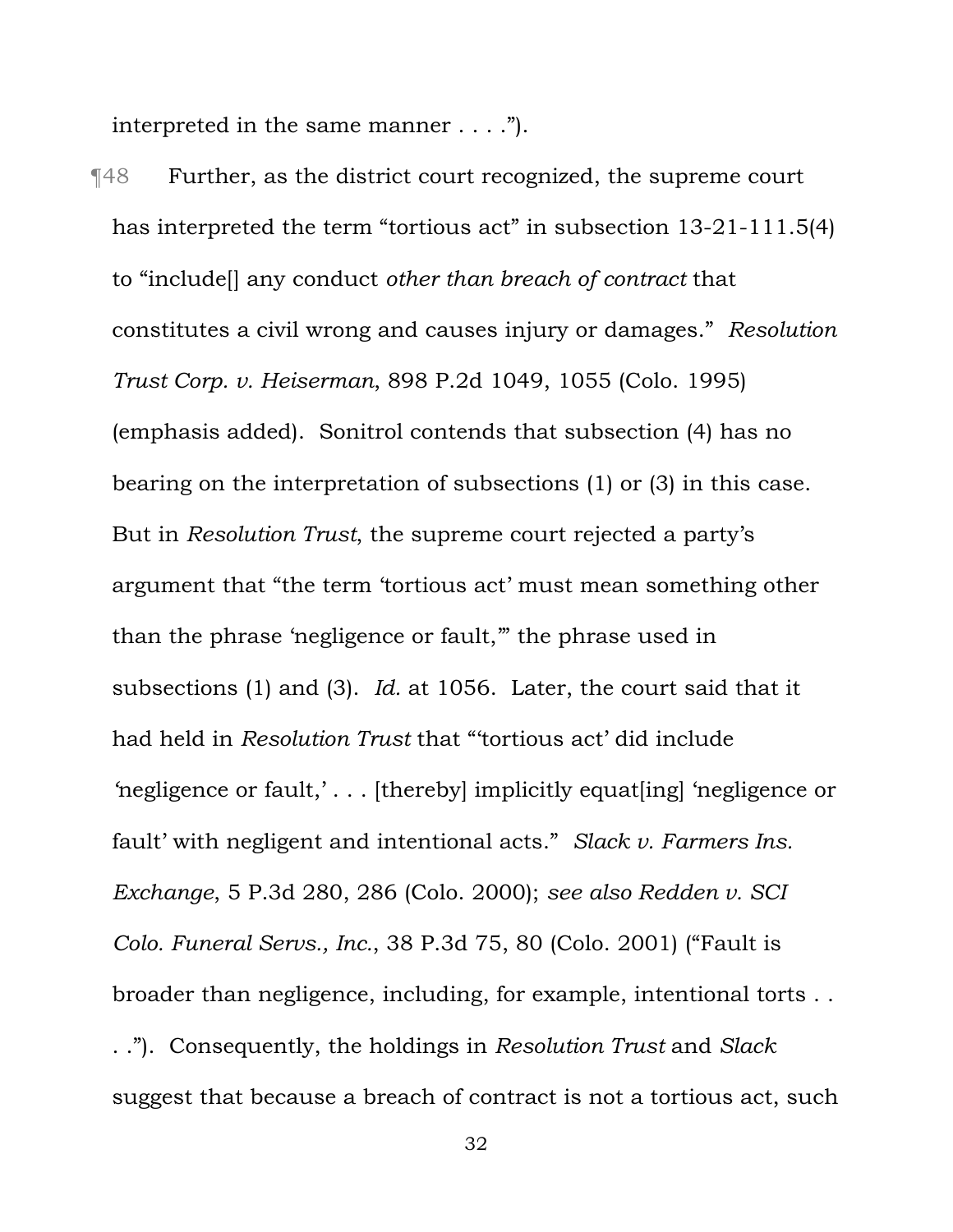interpreted in the same manner . . . .").

¶48 Further, as the district court recognized, the supreme court has interpreted the term "tortious act" in subsection 13-21-111.5(4) to "include[] any conduct *other than breach of contract* that constitutes a civil wrong and causes injury or damages." *Resolution Trust Corp. v. Heiserman*, 898 P.2d 1049, 1055 (Colo. 1995) (emphasis added). Sonitrol contends that subsection (4) has no bearing on the interpretation of subsections (1) or (3) in this case. But in *Resolution Trust*, the supreme court rejected a party's argument that "the term 'tortious act' must mean something other than the phrase 'negligence or fault,'" the phrase used in subsections (1) and (3). *Id.* at 1056. Later, the court said that it had held in *Resolution Trust* that "'tortious act' did include 'negligence or fault,' . . . [thereby] implicitly equat[ing] 'negligence or fault' with negligent and intentional acts." *Slack v. Farmers Ins. Exchange*, 5 P.3d 280, 286 (Colo. 2000); *see also Redden v. SCI Colo. Funeral Servs., Inc.*, 38 P.3d 75, 80 (Colo. 2001) ("Fault is broader than negligence, including, for example, intentional torts . . . ."). Consequently, the holdings in *Resolution Trust* and *Slack* suggest that because a breach of contract is not a tortious act, such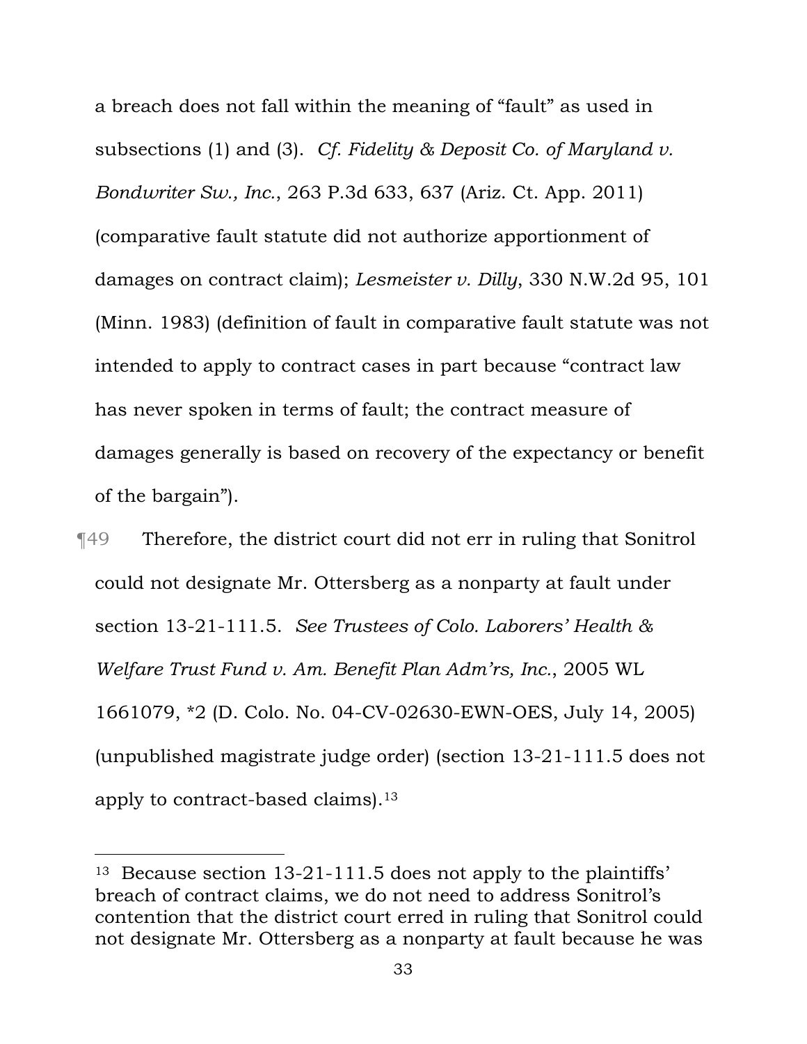a breach does not fall within the meaning of "fault" as used in subsections (1) and (3). *Cf. Fidelity & Deposit Co. of Maryland v. Bondwriter Sw., Inc.*, 263 P.3d 633, 637 (Ariz. Ct. App. 2011) (comparative fault statute did not authorize apportionment of damages on contract claim); *Lesmeister v. Dilly*, 330 N.W.2d 95, 101 (Minn. 1983) (definition of fault in comparative fault statute was not intended to apply to contract cases in part because "contract law has never spoken in terms of fault; the contract measure of damages generally is based on recovery of the expectancy or benefit of the bargain").

¶49 Therefore, the district court did not err in ruling that Sonitrol could not designate Mr. Ottersberg as a nonparty at fault under section 13-21-111.5. *See Trustees of Colo. Laborers' Health & Welfare Trust Fund v. Am. Benefit Plan Adm'rs, Inc.*, 2005 WL 1661079, *2 (D. Colo. No. 04-CV-02630-EWN-OES, July 14, 2005) (unpublished magistrate judge order) (section 13-21-111.5 does not apply to contract-based claims).[13]

---

[13] Because section 13-21-111.5 does not apply to the plaintiffs' breach of contract claims, we do not need to address Sonitrol's contention that the district court erred in ruling that Sonitrol could not designate Mr. Ottersberg as a nonparty at fault because he was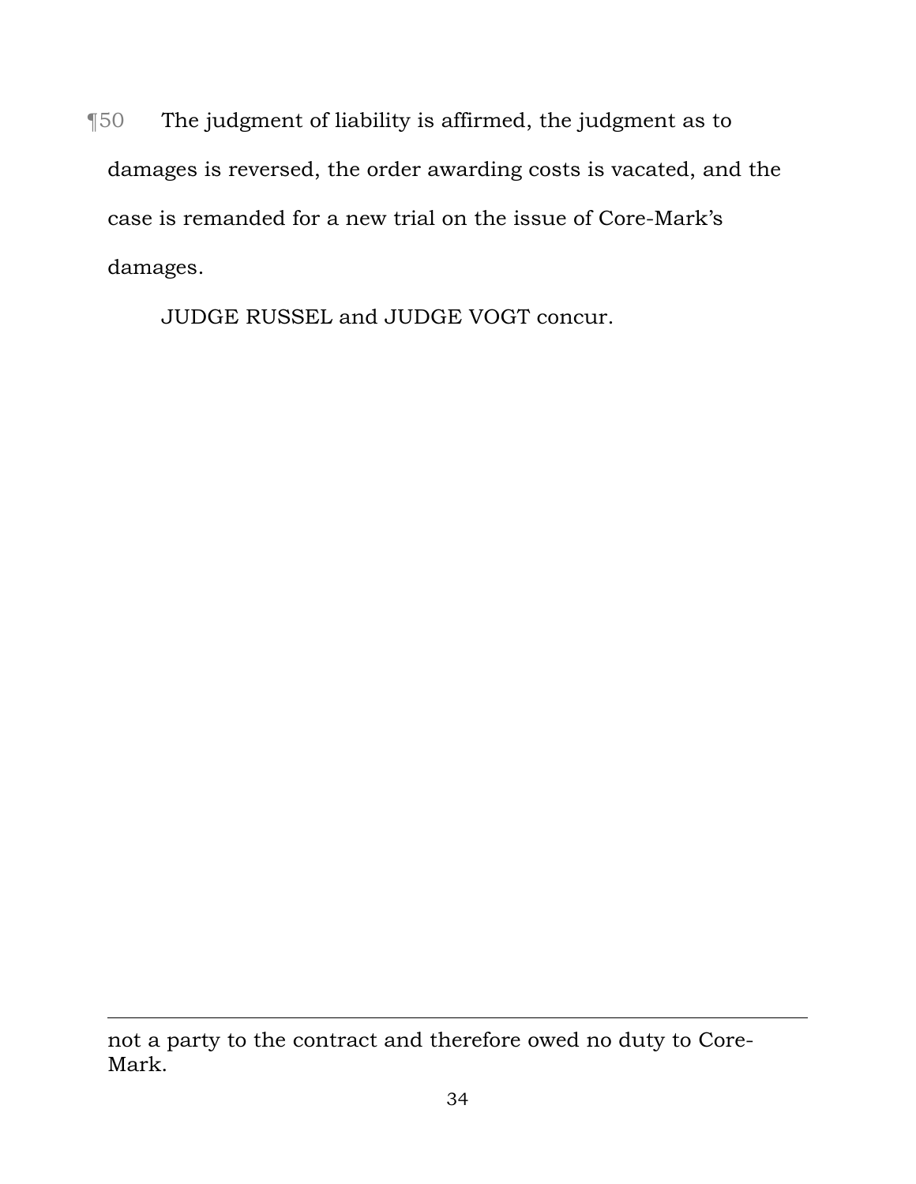¶50 The judgment of liability is affirmed, the judgment as to damages is reversed, the order awarding costs is vacated, and the case is remanded for a new trial on the issue of Core-Mark's damages.

JUDGE RUSSEL and JUDGE VOGT concur.

---

not a party to the contract and therefore owed no duty to Core-Mark.